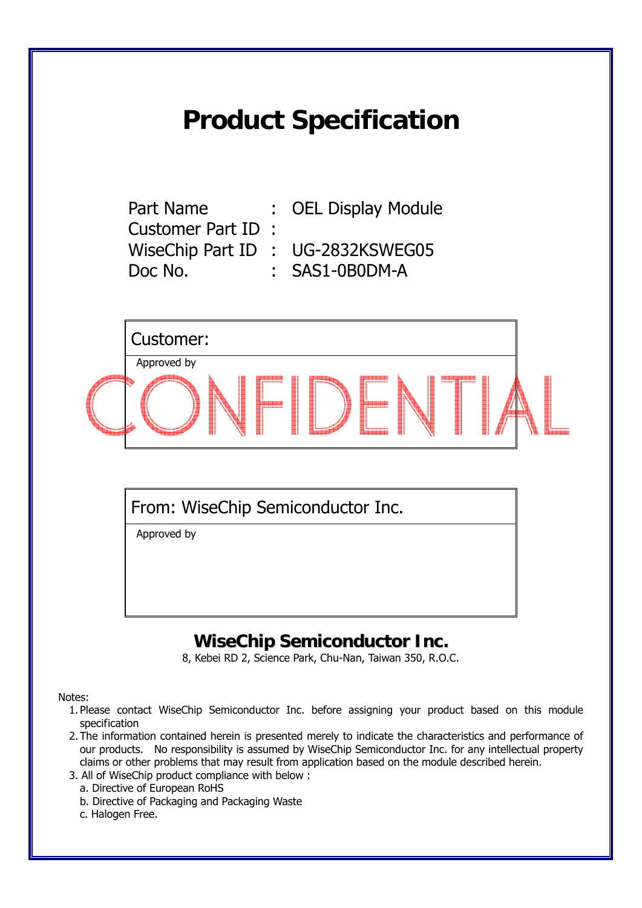# Product Specification

| | | |
|---|---|---|
| Part Name | : | OEL Display Module |
| Customer Part ID | : | |
| WiseChip Part ID | : | UG-2832KSWEG05 |
| Doc No. | : | SAS1-0B0DM-A |

| Customer: |
|---|
| Approved by |

CONFIDENTIAL

| From: WiseChip Semiconductor Inc. |
|---|
| Approved by |

**WiseChip Semiconductor Inc.**

8, Kebei RD 2, Science Park, Chu-Nan, Taiwan 350, R.O.C.

Notes:

1. Please contact WiseChip Semiconductor Inc. before assigning your product based on this module specification
2. The information contained herein is presented merely to indicate the characteristics and performance of our products. No responsibility is assumed by WiseChip Semiconductor Inc. for any intellectual property claims or other problems that may result from application based on the module described herein.
3. All of WiseChip product compliance with below :
   a. Directive of European RoHS
   b. Directive of Packaging and Packaging Waste
   c. Halogen Free.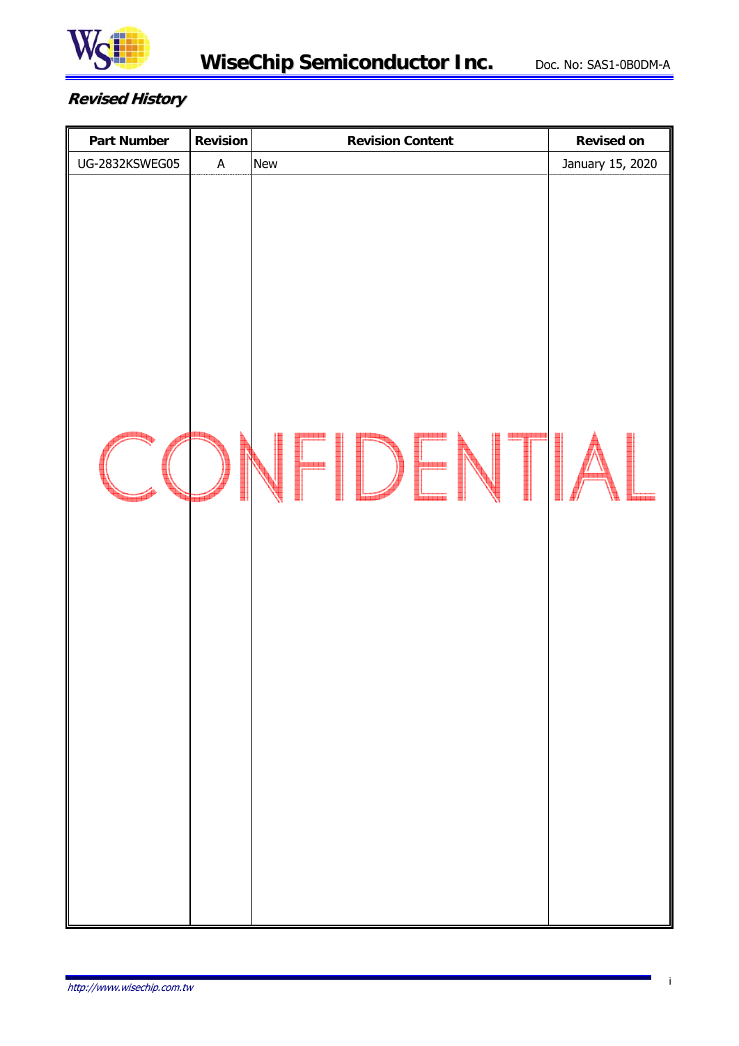## *Revised History*

| Part Number | Revision | Revision Content | Revised on |
|---|---|---|---|
| UG-2832KSWEG05 | A | New | January 15, 2020 |

CONFIDENTIAL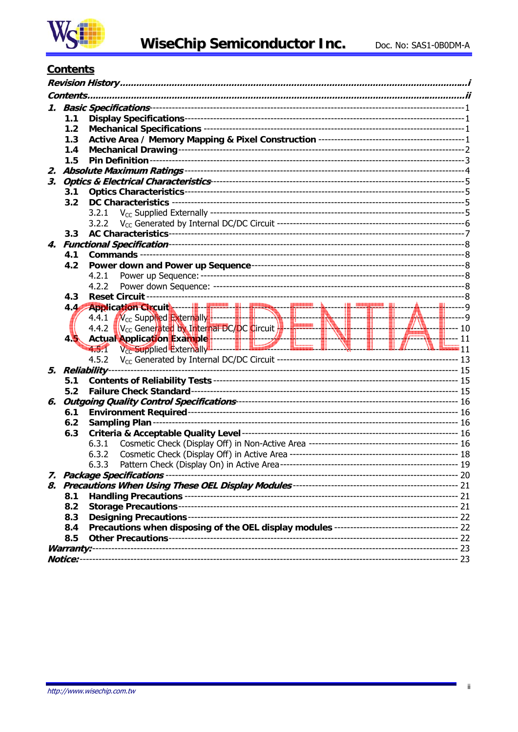## Contents

*Revision History* ........................................................................................................ *i*
*Contents* .................................................................................................................... *ii*

1. ***Basic Specifications*** ---------------------------------------- 1
   - **1.1 Display Specifications** ---------------------------------------- 1
   - **1.2 Mechanical Specifications** ---------------------------------------- 1
   - **1.3 Active Area / Memory Mapping & Pixel Construction** ---------------------------------------- 1
   - **1.4 Mechanical Drawing** ---------------------------------------- 2
   - **1.5 Pin Definition** ---------------------------------------- 3
2. ***Absolute Maximum Ratings*** ---------------------------------------- 4
3. ***Optics & Electrical Characteristics*** ---------------------------------------- 5
   - **3.1 Optics Characteristics** ---------------------------------------- 5
   - **3.2 DC Characteristics** ---------------------------------------- 5
     - 3.2.1 $V_{CC}$ Supplied Externally ---------------------------------------- 5
     - 3.2.2 $V_{CC}$ Generated by Internal DC/DC Circuit ---------------------------------------- 6
   - **3.3 AC Characteristics** ---------------------------------------- 7
4. ***Functional Specification*** ---------------------------------------- 8
   - **4.1 Commands** ---------------------------------------- 8
   - **4.2 Power down and Power up Sequence** ---------------------------------------- 8
     - 4.2.1 Power up Sequence: ---------------------------------------- 8
     - 4.2.2 Power down Sequence: ---------------------------------------- 8
   - **4.3 Reset Circuit** ---------------------------------------- 8
   - **4.4 Application Circuit** ---------------------------------------- 9
     - 4.4.1 $V_{CC}$ Supplied Externally ---------------------------------------- 9
     - 4.4.2 $V_{CC}$ Generated by Internal DC/DC Circuit ---------------------------------------- 10
   - **4.5 Actual Application Example** ---------------------------------------- 11
     - 4.5.1 $V_{CC}$ Supplied Externally ---------------------------------------- 11
     - 4.5.2 $V_{CC}$ Generated by Internal DC/DC Circuit ---------------------------------------- 13
5. ***Reliability*** ---------------------------------------- 15
   - **5.1 Contents of Reliability Tests** ---------------------------------------- 15
   - **5.2 Failure Check Standard** ---------------------------------------- 15
6. ***Outgoing Quality Control Specifications*** ---------------------------------------- 16
   - **6.1 Environment Required** ---------------------------------------- 16
   - **6.2 Sampling Plan** ---------------------------------------- 16
   - **6.3 Criteria & Acceptable Quality Level** ---------------------------------------- 16
     - 6.3.1 Cosmetic Check (Display Off) in Non-Active Area ---------------------------------------- 16
     - 6.3.2 Cosmetic Check (Display Off) in Active Area ---------------------------------------- 18
     - 6.3.3 Pattern Check (Display On) in Active Area ---------------------------------------- 19
7. ***Package Specifications*** ---------------------------------------- 20
8. ***Precautions When Using These OEL Display Modules*** ---------------------------------------- 21
   - **8.1 Handling Precautions** ---------------------------------------- 21
   - **8.2 Storage Precautions** ---------------------------------------- 21
   - **8.3 Designing Precautions** ---------------------------------------- 22
   - **8.4 Precautions when disposing of the OEL display modules** ---------------------------------------- 22
   - **8.5 Other Precautions** ---------------------------------------- 22

***Warranty:*** ---------------------------------------- 23
***Notice:*** ---------------------------------------- 23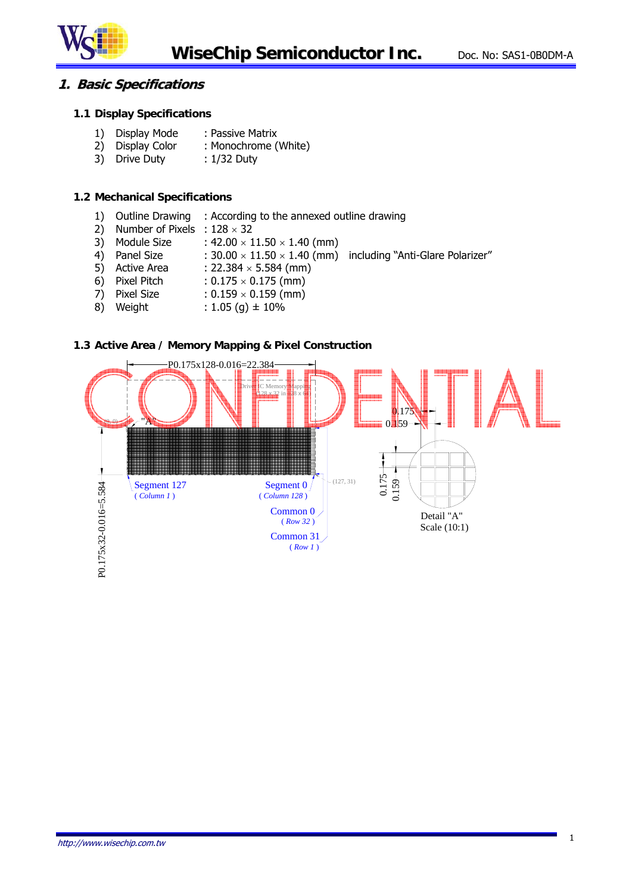# 1. Basic Specifications

## 1.1 Display Specifications

1) Display Mode : Passive Matrix
2) Display Color : Monochrome (White)
3) Drive Duty : 1/32 Duty

## 1.2 Mechanical Specifications

1) Outline Drawing : According to the annexed outline drawing
2) Number of Pixels : 128 × 32
3) Module Size : 42.00 × 11.50 × 1.40 (mm)
4) Panel Size : 30.00 × 11.50 × 1.40 (mm) including "Anti-Glare Polarizer"
5) Active Area : 22.384 × 5.584 (mm)
6) Pixel Pitch : 0.175 × 0.175 (mm)
7) Pixel Size : 0.159 × 0.159 (mm)
8) Weight : 1.05 (g) ± 10%

## 1.3 Active Area / Memory Mapping & Pixel Construction

P0.175x128-0.016=22.384

Driver IC Memory Mapping (128 x 32 in 128 x 64)

(0, 0) "A"

P0.175x32-0.016=5.584

Segment 127 ( Column 1 )

Segment 0 ( Column 128 )

(127, 31)

Common 0 ( Row 32 )

Common 31 ( Row 1 )

0.175 0.159

Detail "A"
Scale (10:1)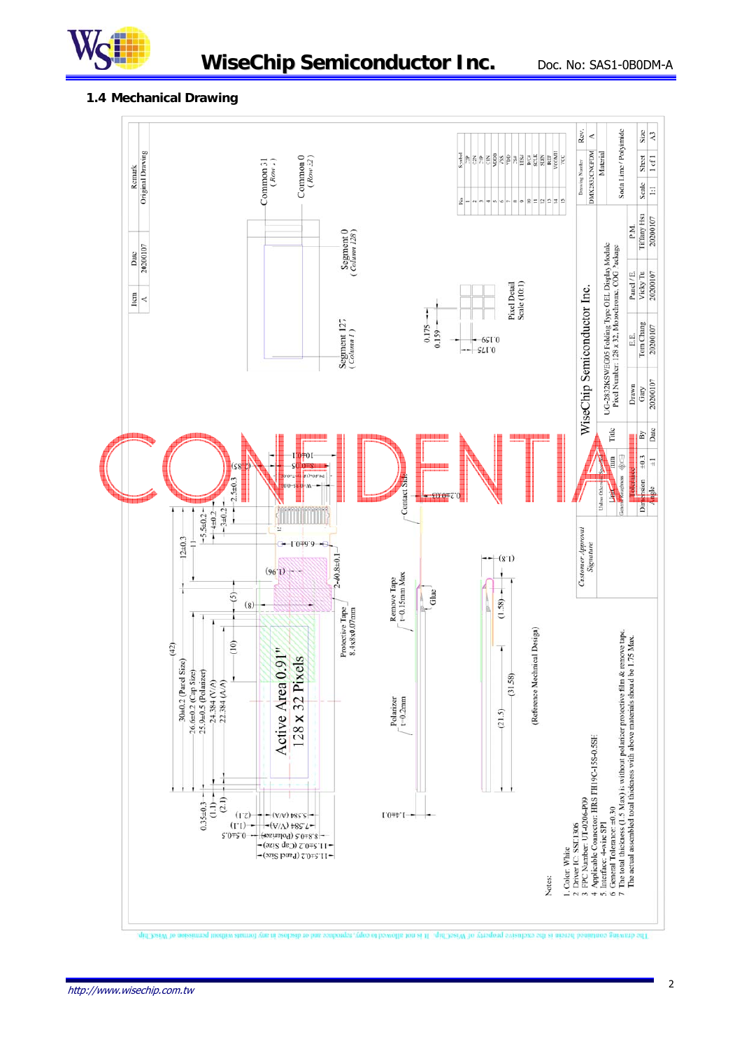## 1.4 Mechanical Drawing

| Item | Date | Remark |
|---|---|---|
| A | 20200107 | Original Drawing |

| Pin | Symbol |
|---|---|
| 1 | C2P |
| 2 | C2N |
| 3 | C1P |
| 4 | C1N |
| 5 | VDDB |
| 6 | VSS |
| 7 | VDD |
| 8 | BS1 |
| 9 | BS2 |
| 10 | RES# |
| 11 | SCLK |
| 12 | SDIN |
| 13 | IREF |
| 14 | VCOMH |
| 15 | VCC |

Common 31 (Row 1)

Common 0 (Row 32)

Segment 0 (Column 128)

Segment 127 (Column 1)

Pixel Detail Scale (10:1)

Active Area 0.91"
128 x 32 Pixels

Protective Tape 8.4x8x0.07mm

Remove Tape t=0.15mm Max

Polarizer t=0.2mm

Glue

Contact Side

(Reference Mechanical Design)

30±0.2 (Panel Size)
26.6±0.2 (Cap Size)
25.9±0.5 (Polarizer)
24.384 (V/A)
22.384 (A/A)

11.5±0.2 (Panel Size)
11.5±0.2 (Cap Size)
8.8±0.5 (Polarizer)
7.584 (V/A)
5.584 (A/A)

CONFIDENTIAL

Notes:
1. Color: White
2. Driver IC: SSD1306
3. FPC Number: UT-0206-P09
4. Applicable Connector: HRS FH19C-15S-0.5SH
5. Interface: 4-wire SPI
6. General Tolerance: ±0.30
7. The total thickness (1.5 Max) is without polarizer protective film & remove tape. The actual assembled total thickness with above materials should be 1.75 Max.

Customer Approval Signature

WiseChip Semiconductor Inc.

| | |
|---|---|
| Title | UG-2832KSWEG05 Folding Type OEL Display Module Pixel Number: 128 x 32, Monochrome, COG Package |
| Drawing Number | DMX2832CNGFDM |
| Rev. | A |
| Material | Soda Lime / Polyimide |
| Unit | mm |
| Scale | 1:1 |
| Sheet | 1 of 1 |
| Size | A3 |

| Tolerance | | By | Drawn | E.E. | Panel / E. | P.M. |
|---|---|---|---|---|---|---|
| Dimension | ±0.3 | | Gary | Tom Chang | Vicky Tu | Tiffany Hsu |
| Angle | ±1 | Date | 20200107 | 20200107 | 20200107 | 20200107 |

The drawing contained herein is the exclusive property of WiseChip. It is not allowed to copy, reproduce and/or disclose in any formats without permission of WiseChip.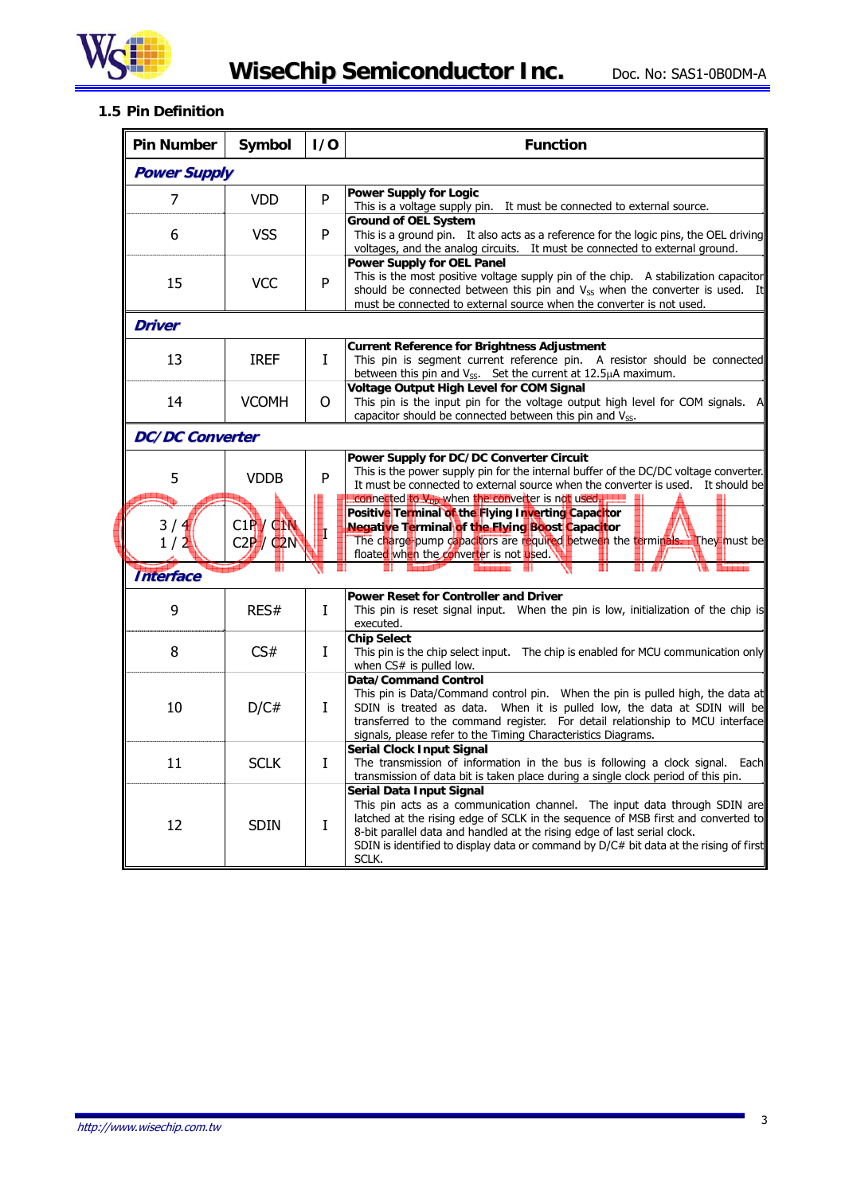### 1.5 Pin Definition

| Pin Number | Symbol | I/O | Function |
|---|---|---|---|
| ***Power Supply*** | | | |
| 7 | VDD | P | **Power Supply for Logic**<br>This is a voltage supply pin. It must be connected to external source. |
| 6 | VSS | P | **Ground of OEL System**<br>This is a ground pin. It also acts as a reference for the logic pins, the OEL driving voltages, and the analog circuits. It must be connected to external ground. |
| 15 | VCC | P | **Power Supply for OEL Panel**<br>This is the most positive voltage supply pin of the chip. A stabilization capacitor should be connected between this pin and $V_{SS}$ when the converter is used. It must be connected to external source when the converter is not used. |
| ***Driver*** | | | |
| 13 | IREF | I | **Current Reference for Brightness Adjustment**<br>This pin is segment current reference pin. A resistor should be connected between this pin and $V_{SS}$. Set the current at 12.5μA maximum. |
| 14 | VCOMH | O | **Voltage Output High Level for COM Signal**<br>This pin is the input pin for the voltage output high level for COM signals. A capacitor should be connected between this pin and $V_{SS}$. |
| ***DC/DC Converter*** | | | |
| 5 | VDDB | P | **Power Supply for DC/DC Converter Circuit**<br>This is the power supply pin for the internal buffer of the DC/DC voltage converter. It must be connected to external source when the converter is used. It should be connected to $V_{DD}$ when the converter is not used. |
| 3 / 4<br>1 / 2 | C1P / C1N<br>C2P / C2N | I | **Positive Terminal of the Flying Inverting Capacitor**<br>**Negative Terminal of the Flying Boost Capacitor**<br>The charge-pump capacitors are required between the terminals. They must be floated when the converter is not used. |
| ***Interface*** | | | |
| 9 | RES# | I | **Power Reset for Controller and Driver**<br>This pin is reset signal input. When the pin is low, initialization of the chip is executed. |
| 8 | CS# | I | **Chip Select**<br>This pin is the chip select input. The chip is enabled for MCU communication only when CS# is pulled low. |
| 10 | D/C# | I | **Data/Command Control**<br>This pin is Data/Command control pin. When the pin is pulled high, the data at SDIN is treated as data. When it is pulled low, the data at SDIN will be transferred to the command register. For detail relationship to MCU interface signals, please refer to the Timing Characteristics Diagrams. |
| 11 | SCLK | I | **Serial Clock Input Signal**<br>The transmission of information in the bus is following a clock signal. Each transmission of data bit is taken place during a single clock period of this pin. |
| 12 | SDIN | I | **Serial Data Input Signal**<br>This pin acts as a communication channel. The input data through SDIN are latched at the rising edge of SCLK in the sequence of MSB first and converted to 8-bit parallel data and handled at the rising edge of last serial clock.<br>SDIN is identified to display data or command by D/C# bit data at the rising of first SCLK. |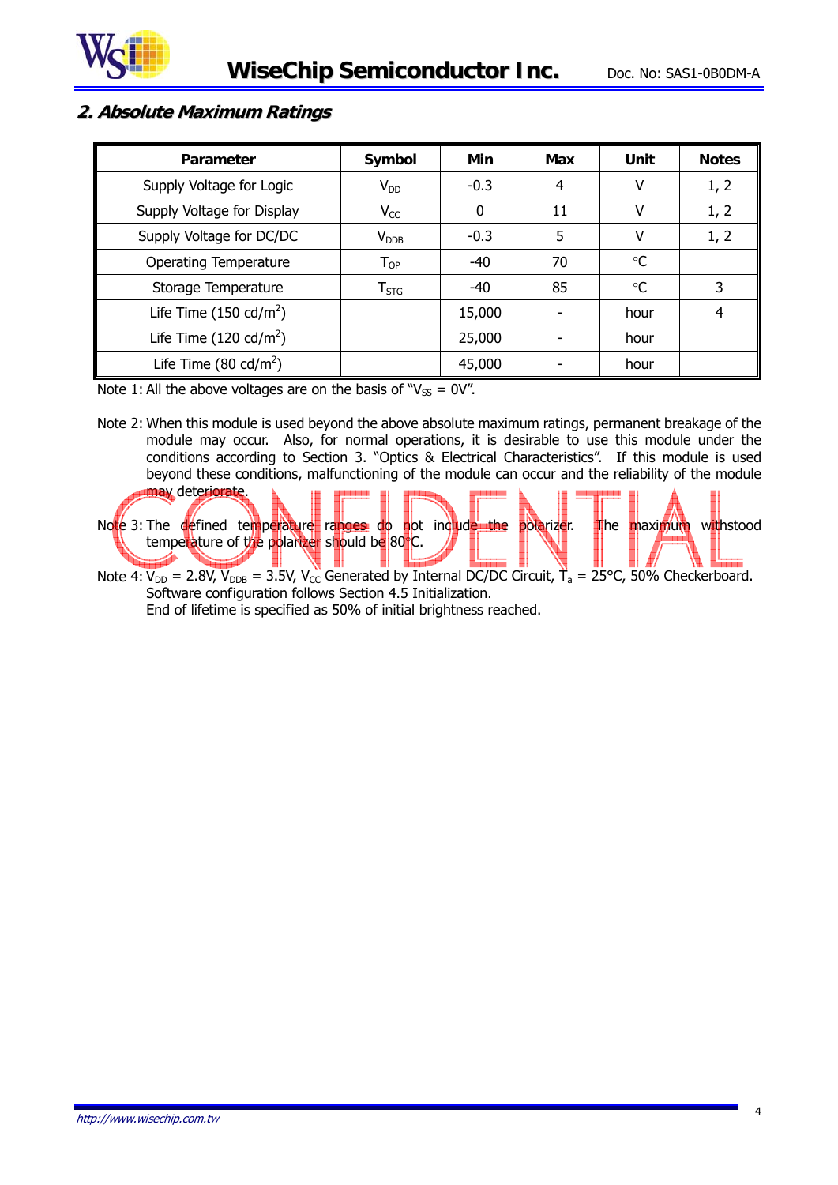## 2. Absolute Maximum Ratings

| Parameter | Symbol | Min | Max | Unit | Notes |
|---|---|---|---|---|---|
| Supply Voltage for Logic | $V_{DD}$ | -0.3 | 4 | V | 1, 2 |
| Supply Voltage for Display | $V_{CC}$ | 0 | 11 | V | 1, 2 |
| Supply Voltage for DC/DC | $V_{DDB}$ | -0.3 | 5 | V | 1, 2 |
| Operating Temperature | $T_{OP}$ | -40 | 70 | °C | |
| Storage Temperature | $T_{STG}$ | -40 | 85 | °C | 3 |
| Life Time (150 cd/m$^2$) | | 15,000 | - | hour | 4 |
| Life Time (120 cd/m$^2$) | | 25,000 | - | hour | |
| Life Time (80 cd/m$^2$) | | 45,000 | - | hour | |

Note 1: All the above voltages are on the basis of "$V_{SS}$ = 0V".

Note 2: When this module is used beyond the above absolute maximum ratings, permanent breakage of the module may occur. Also, for normal operations, it is desirable to use this module under the conditions according to Section 3. "Optics & Electrical Characteristics". If this module is used beyond these conditions, malfunctioning of the module can occur and the reliability of the module may deteriorate.

Note 3: The defined temperature ranges do not include the polarizer. The maximum withstood temperature of the polarizer should be 80°C.

Note 4: $V_{DD}$ = 2.8V, $V_{DDB}$ = 3.5V, $V_{CC}$ Generated by Internal DC/DC Circuit, $T_a$ = 25°C, 50% Checkerboard.
Software configuration follows Section 4.5 Initialization.
End of lifetime is specified as 50% of initial brightness reached.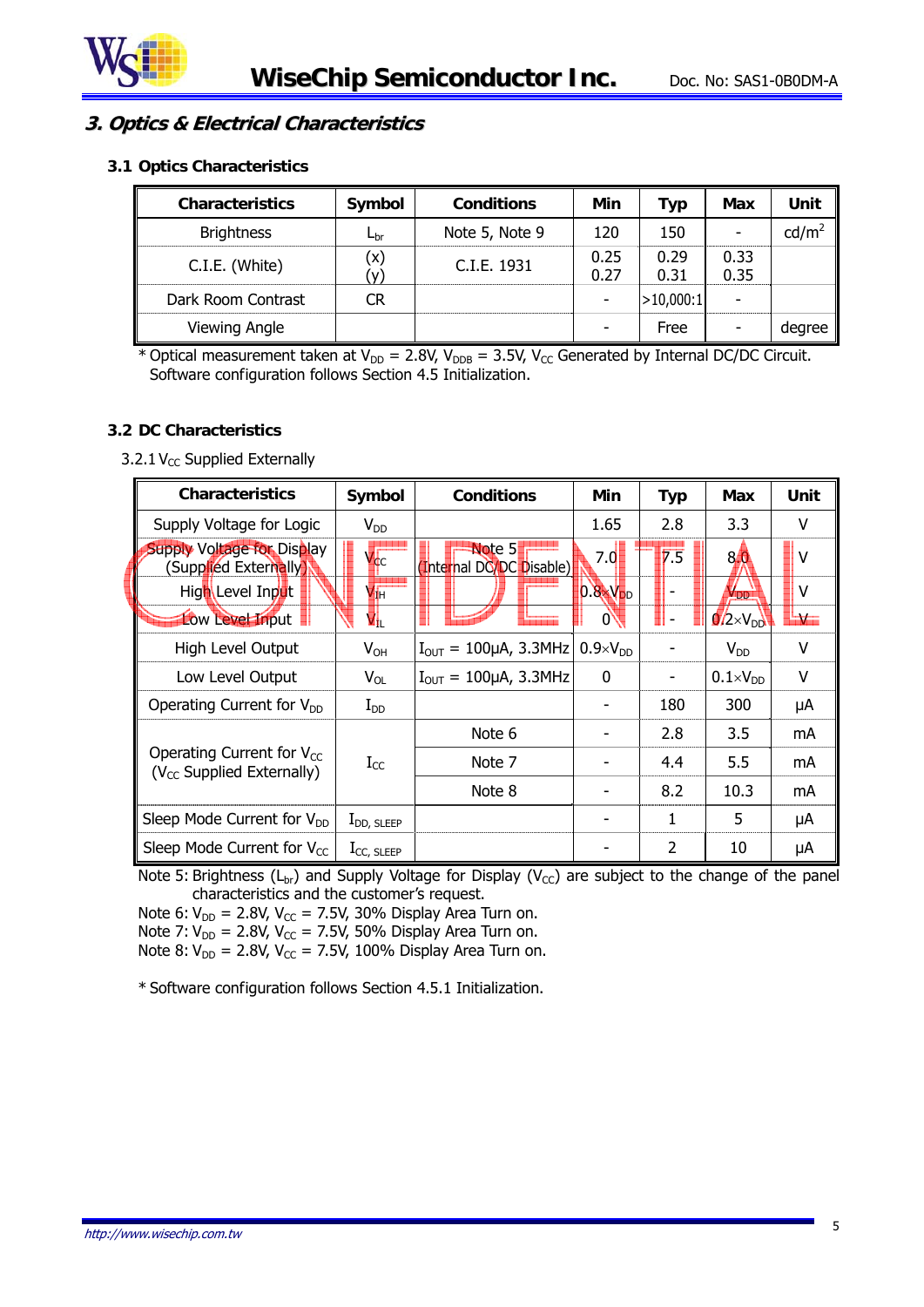## 3. Optics & Electrical Characteristics

### 3.1 Optics Characteristics

| Characteristics | Symbol | Conditions | Min | Typ | Max | Unit |
|---|---|---|---|---|---|---|
| Brightness | $L_{br}$ | Note 5, Note 9 | 120 | 150 | - | $cd/m^2$ |
| C.I.E. (White) | (x)<br>(y) | C.I.E. 1931 | 0.25<br>0.27 | 0.29<br>0.31 | 0.33<br>0.35 | |
| Dark Room Contrast | CR | | - | >10,000:1 | - | |
| Viewing Angle | | | - | Free | - | degree |

\* Optical measurement taken at $V_{DD}$ = 2.8V, $V_{DDB}$ = 3.5V, $V_{CC}$ Generated by Internal DC/DC Circuit. Software configuration follows Section 4.5 Initialization.

### 3.2 DC Characteristics

3.2.1 $V_{CC}$ Supplied Externally

| Characteristics | Symbol | Conditions | Min | Typ | Max | Unit |
|---|---|---|---|---|---|---|
| Supply Voltage for Logic | $V_{DD}$ | | 1.65 | 2.8 | 3.3 | V |
| Supply Voltage for Display (Supplied Externally) | $V_{CC}$ | Note 5 (Internal DC/DC Disable) | 7.0 | 7.5 | 8.0 | V |
| High Level Input | $V_{IH}$ | | $0.8\times V_{DD}$ | - | $V_{DD}$ | V |
| Low Level Input | $V_{IL}$ | | 0 | - | $0.2\times V_{DD}$ | V |
| High Level Output | $V_{OH}$ | $I_{OUT}$ = 100μA, 3.3MHz | $0.9\times V_{DD}$ | - | $V_{DD}$ | V |
| Low Level Output | $V_{OL}$ | $I_{OUT}$ = 100μA, 3.3MHz | 0 | - | $0.1\times V_{DD}$ | V |
| Operating Current for $V_{DD}$ | $I_{DD}$ | | - | 180 | 300 | μA |
| Operating Current for $V_{CC}$ ($V_{CC}$ Supplied Externally) | $I_{CC}$ | Note 6 | - | 2.8 | 3.5 | mA |
| | | Note 7 | - | 4.4 | 5.5 | mA |
| | | Note 8 | - | 8.2 | 10.3 | mA |
| Sleep Mode Current for $V_{DD}$ | $I_{DD,\ SLEEP}$ | | - | 1 | 5 | μA |
| Sleep Mode Current for $V_{CC}$ | $I_{CC,\ SLEEP}$ | | - | 2 | 10 | μA |

Note 5: Brightness ($L_{br}$) and Supply Voltage for Display ($V_{CC}$) are subject to the change of the panel characteristics and the customer's request.
Note 6: $V_{DD}$ = 2.8V, $V_{CC}$ = 7.5V, 30% Display Area Turn on.
Note 7: $V_{DD}$ = 2.8V, $V_{CC}$ = 7.5V, 50% Display Area Turn on.
Note 8: $V_{DD}$ = 2.8V, $V_{CC}$ = 7.5V, 100% Display Area Turn on.

\* Software configuration follows Section 4.5.1 Initialization.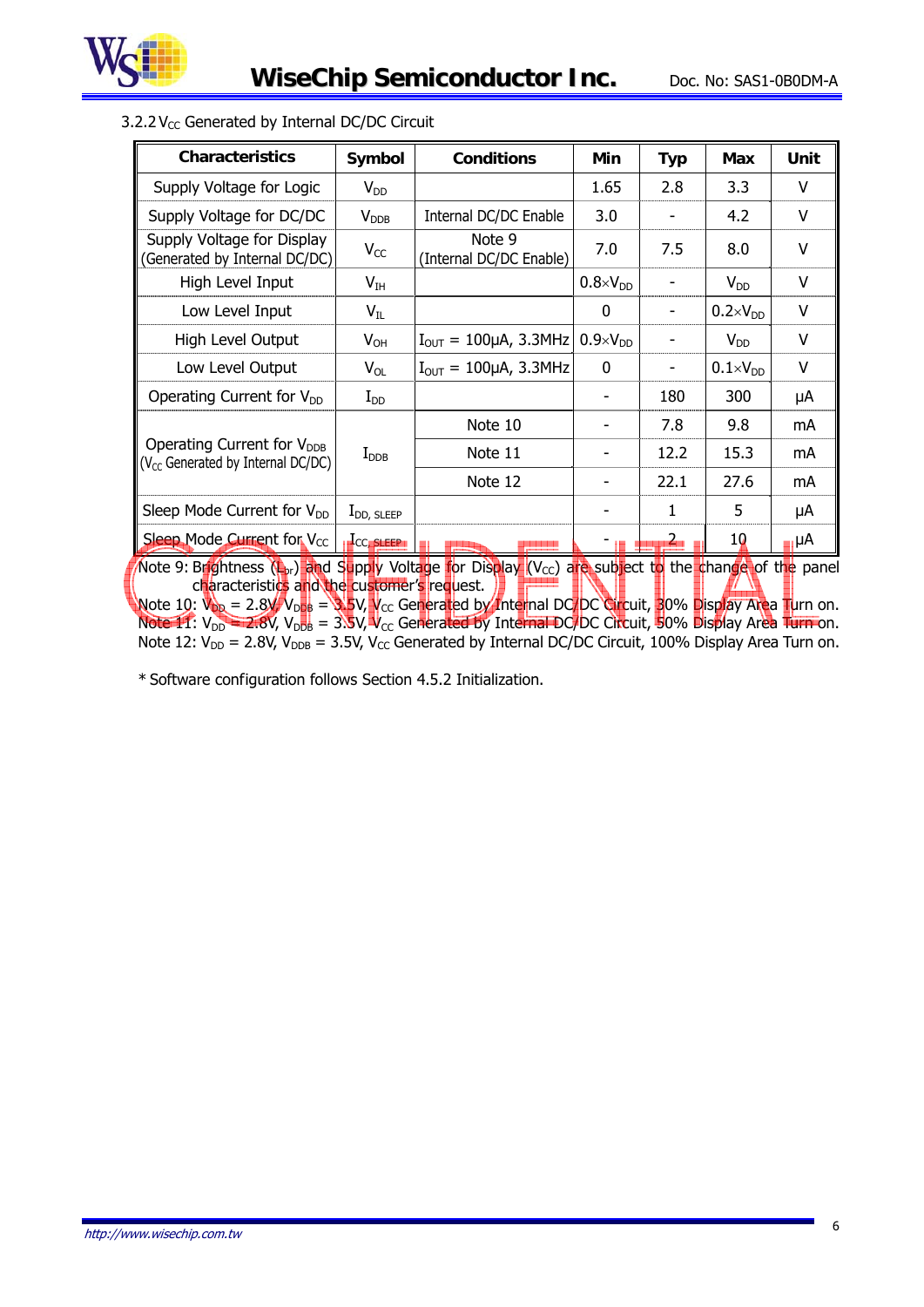### 3.2.2 $V_{CC}$ Generated by Internal DC/DC Circuit

| Characteristics | Symbol | Conditions | Min | Typ | Max | Unit |
|---|---|---|---|---|---|---|
| Supply Voltage for Logic | $V_{DD}$ | | 1.65 | 2.8 | 3.3 | V |
| Supply Voltage for DC/DC | $V_{DDB}$ | Internal DC/DC Enable | 3.0 | - | 4.2 | V |
| Supply Voltage for Display (Generated by Internal DC/DC) | $V_{CC}$ | Note 9 (Internal DC/DC Enable) | 7.0 | 7.5 | 8.0 | V |
| High Level Input | $V_{IH}$ | | $0.8 \times V_{DD}$ | - | $V_{DD}$ | V |
| Low Level Input | $V_{IL}$ | | 0 | - | $0.2 \times V_{DD}$ | V |
| High Level Output | $V_{OH}$ | $I_{OUT}$ = 100μA, 3.3MHz | $0.9 \times V_{DD}$ | - | $V_{DD}$ | V |
| Low Level Output | $V_{OL}$ | $I_{OUT}$ = 100μA, 3.3MHz | 0 | - | $0.1 \times V_{DD}$ | V |
| Operating Current for $V_{DD}$ | $I_{DD}$ | | - | 180 | 300 | μA |
| Operating Current for $V_{DDB}$ ($V_{CC}$ Generated by Internal DC/DC) | $I_{DDB}$ | Note 10 | - | 7.8 | 9.8 | mA |
| | | Note 11 | - | 12.2 | 15.3 | mA |
| | | Note 12 | - | 22.1 | 27.6 | mA |
| Sleep Mode Current for $V_{DD}$ | $I_{DD, SLEEP}$ | | - | 1 | 5 | μA |
| Sleep Mode Current for $V_{CC}$ | $I_{CC, SLEEP}$ | | - | 2 | 10 | μA |

Note 9: Brightness ($L_{br}$) and Supply Voltage for Display ($V_{CC}$) are subject to the change of the panel characteristics and the customer's request.

Note 10: $V_{DD}$ = 2.8V, $V_{DDB}$ = 3.5V, $V_{CC}$ Generated by Internal DC/DC Circuit, 30% Display Area Turn on.

Note 11: $V_{DD}$ = 2.8V, $V_{DDB}$ = 3.5V, $V_{CC}$ Generated by Internal DC/DC Circuit, 50% Display Area Turn on.

Note 12: $V_{DD}$ = 2.8V, $V_{DDB}$ = 3.5V, $V_{CC}$ Generated by Internal DC/DC Circuit, 100% Display Area Turn on.

* Software configuration follows Section 4.5.2 Initialization.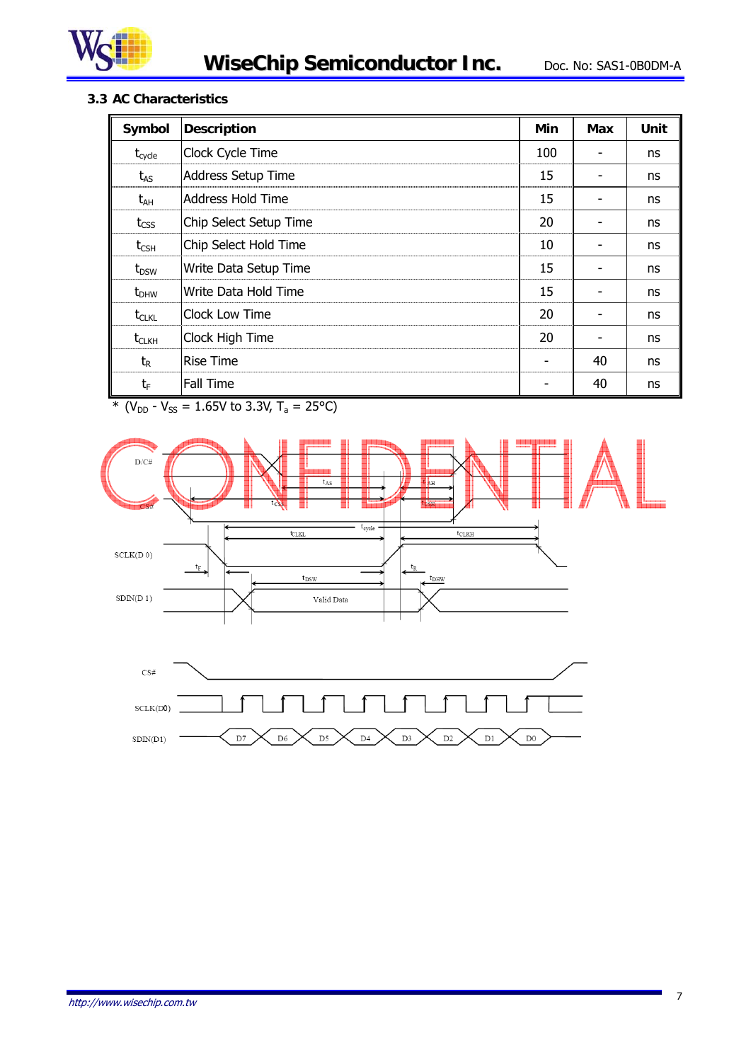### 3.3 AC Characteristics

| Symbol | Description | Min | Max | Unit |
|---|---|---|---|---|
| $t_{cycle}$ | Clock Cycle Time | 100 | - | ns |
| $t_{AS}$ | Address Setup Time | 15 | - | ns |
| $t_{AH}$ | Address Hold Time | 15 | - | ns |
| $t_{CSS}$ | Chip Select Setup Time | 20 | - | ns |
| $t_{CSH}$ | Chip Select Hold Time | 10 | - | ns |
| $t_{DSW}$ | Write Data Setup Time | 15 | - | ns |
| $t_{DHW}$ | Write Data Hold Time | 15 | - | ns |
| $t_{CLKL}$ | Clock Low Time | 20 | - | ns |
| $t_{CLKH}$ | Clock High Time | 20 | - | ns |
| $t_R$ | Rise Time | - | 40 | ns |
| $t_F$ | Fall Time | - | 40 | ns |

* ($V_{DD}$ - $V_{SS}$ = 1.65V to 3.3V, $T_a$ = 25°C)

CONFIDENTIAL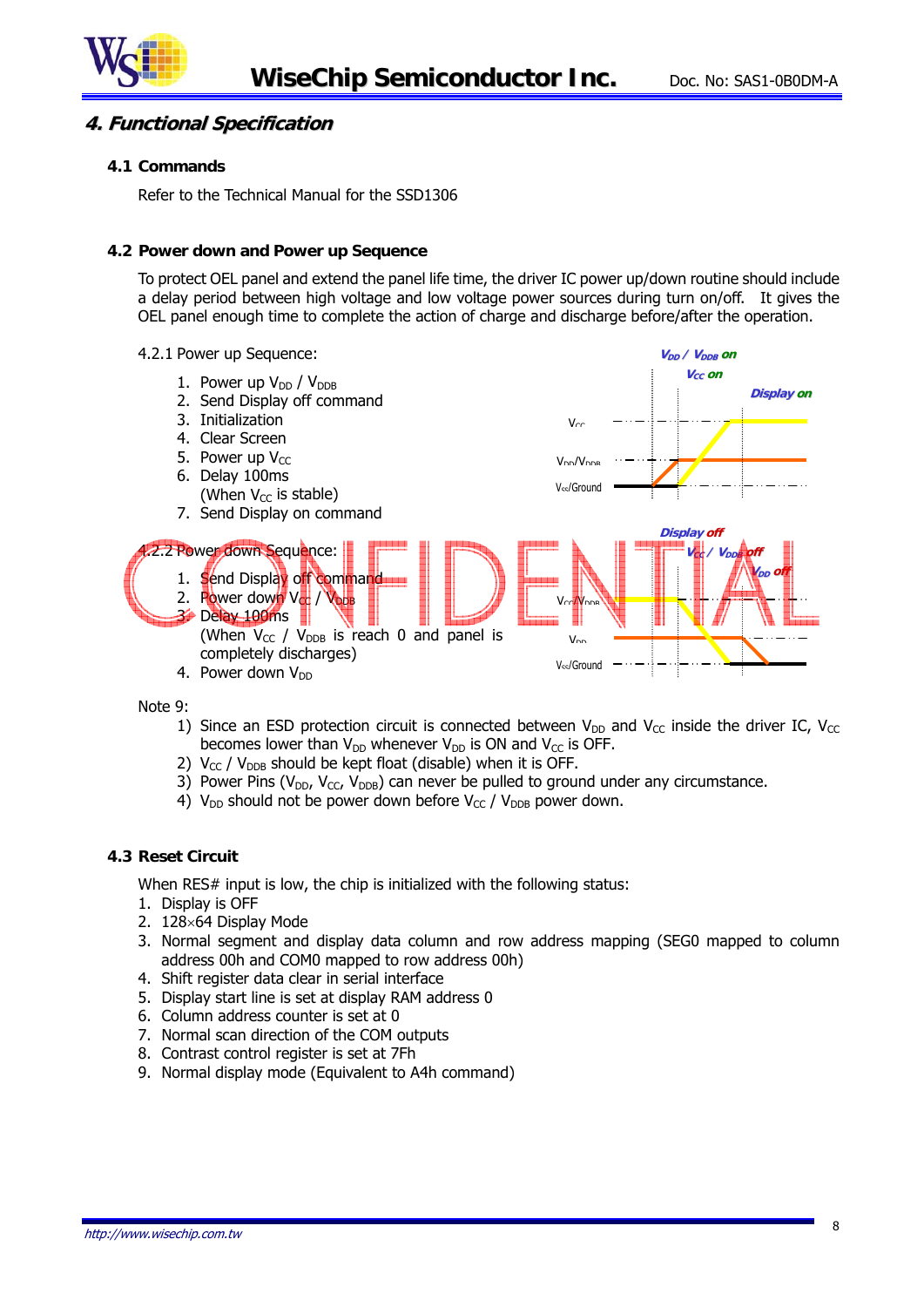## 4. Functional Specification

### 4.1 Commands

Refer to the Technical Manual for the SSD1306

### 4.2 Power down and Power up Sequence

To protect OEL panel and extend the panel life time, the driver IC power up/down routine should include a delay period between high voltage and low voltage power sources during turn on/off. It gives the OEL panel enough time to complete the action of charge and discharge before/after the operation.

4.2.1 Power up Sequence:

1. Power up $V_{DD}$ / $V_{DDB}$
2. Send Display off command
3. Initialization
4. Clear Screen
5. Power up $V_{CC}$
6. Delay 100ms
   (When $V_{CC}$ is stable)
7. Send Display on command

4.2.2 Power down Sequence:

1. Send Display off command
2. Power down $V_{CC}$ / $V_{DDB}$
3. Delay 100ms
   (When $V_{CC}$ / $V_{DDB}$ is reach 0 and panel is completely discharges)
4. Power down $V_{DD}$

Note 9:

1) Since an ESD protection circuit is connected between $V_{DD}$ and $V_{CC}$ inside the driver IC, $V_{CC}$ becomes lower than $V_{DD}$ whenever $V_{DD}$ is ON and $V_{CC}$ is OFF.
2) $V_{CC}$ / $V_{DDB}$ should be kept float (disable) when it is OFF.
3) Power Pins ($V_{DD}$, $V_{CC}$, $V_{DDB}$) can never be pulled to ground under any circumstance.
4) $V_{DD}$ should not be power down before $V_{CC}$ / $V_{DDB}$ power down.

### 4.3 Reset Circuit

When RES# input is low, the chip is initialized with the following status:

1. Display is OFF
2. 128×64 Display Mode
3. Normal segment and display data column and row address mapping (SEG0 mapped to column address 00h and COM0 mapped to row address 00h)
4. Shift register data clear in serial interface
5. Display start line is set at display RAM address 0
6. Column address counter is set at 0
7. Normal scan direction of the COM outputs
8. Contrast control register is set at 7Fh
9. Normal display mode (Equivalent to A4h command)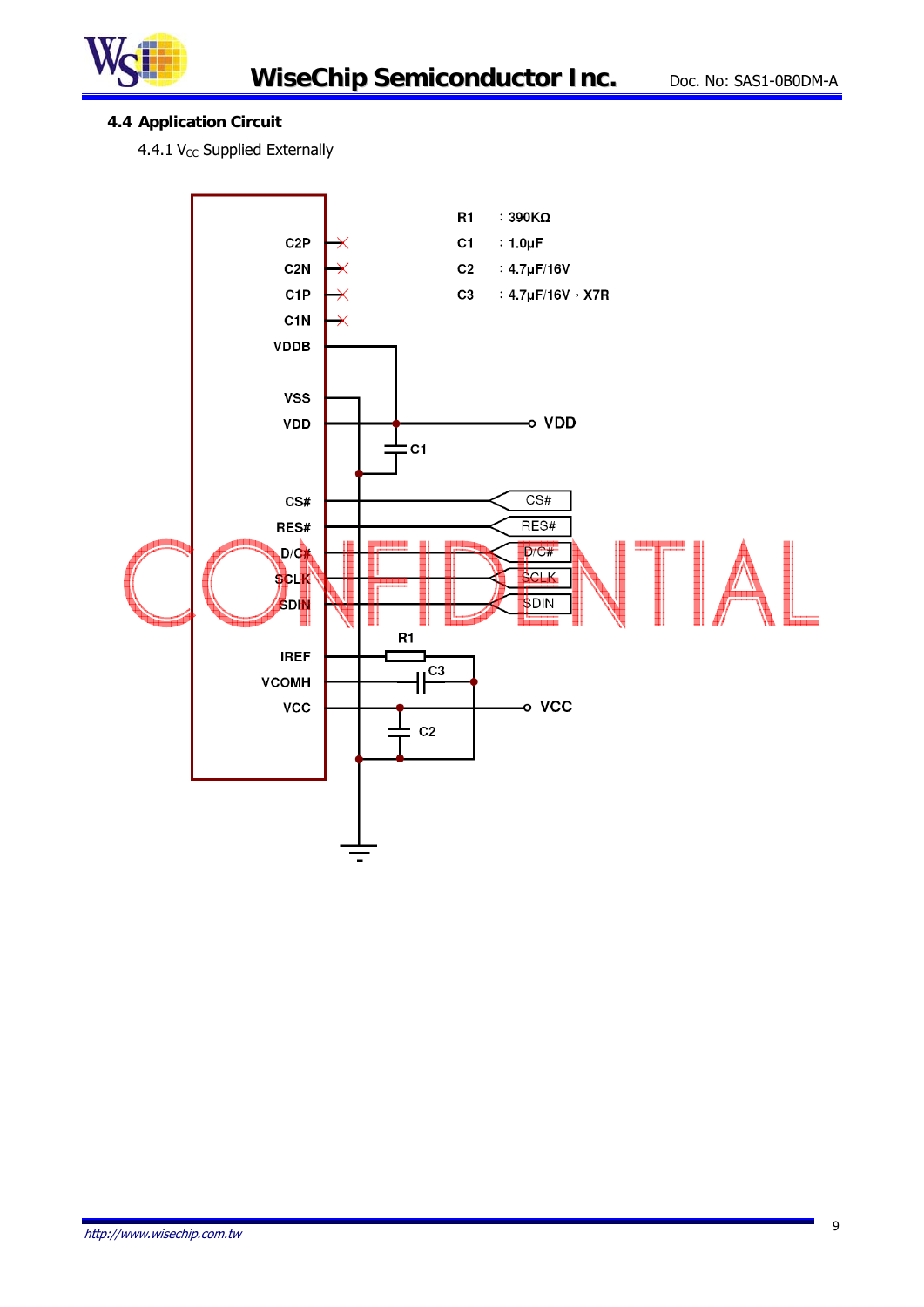### 4.4 Application Circuit

4.4.1 $V_{CC}$ Supplied Externally

R1 : 390KΩ
C1 : 1.0μF
C2 : 4.7μF/16V
C3 : 4.7μF/16V，X7R

C2P
C2N
C1P
C1N
VDDB
VSS
VDD
CS#
RES#
D/C#
SCLK
SDIN
IREF
VCOMH
VCC

VDD
C1
CS#
RES#
D/C#
SCLK
SDIN
R1
C3
VCC
C2

CONFIDENTIAL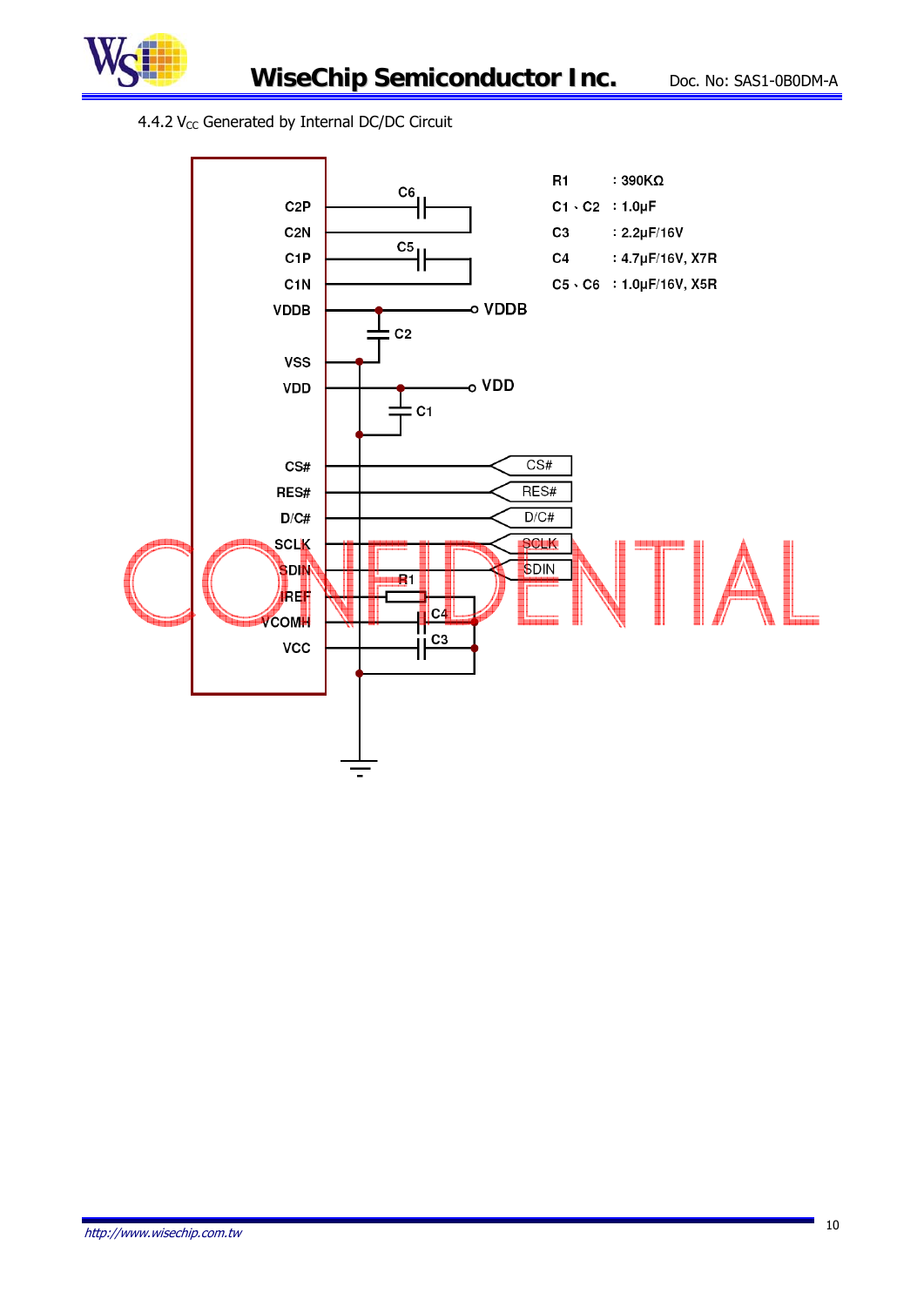4.4.2 $V_{CC}$ Generated by Internal DC/DC Circuit

| | |
|---|---|
| R1 | : 390KΩ |
| C1、C2 | : 1.0μF |
| C3 | : 2.2μF/16V |
| C4 | : 4.7μF/16V, X7R |
| C5、C6 | : 1.0μF/16V, X5R |

C2P
C2N
C1P
C1N
VDDB
VSS
VDD
CS#
RES#
D/C#
SCLK
SDIN
IREF
VCOMH
VCC

C6
C5
C2
C1
R1
C4
C3

VDDB
VDD
CS#
RES#
D/C#
SCLK
SDIN

CONFIDENTIAL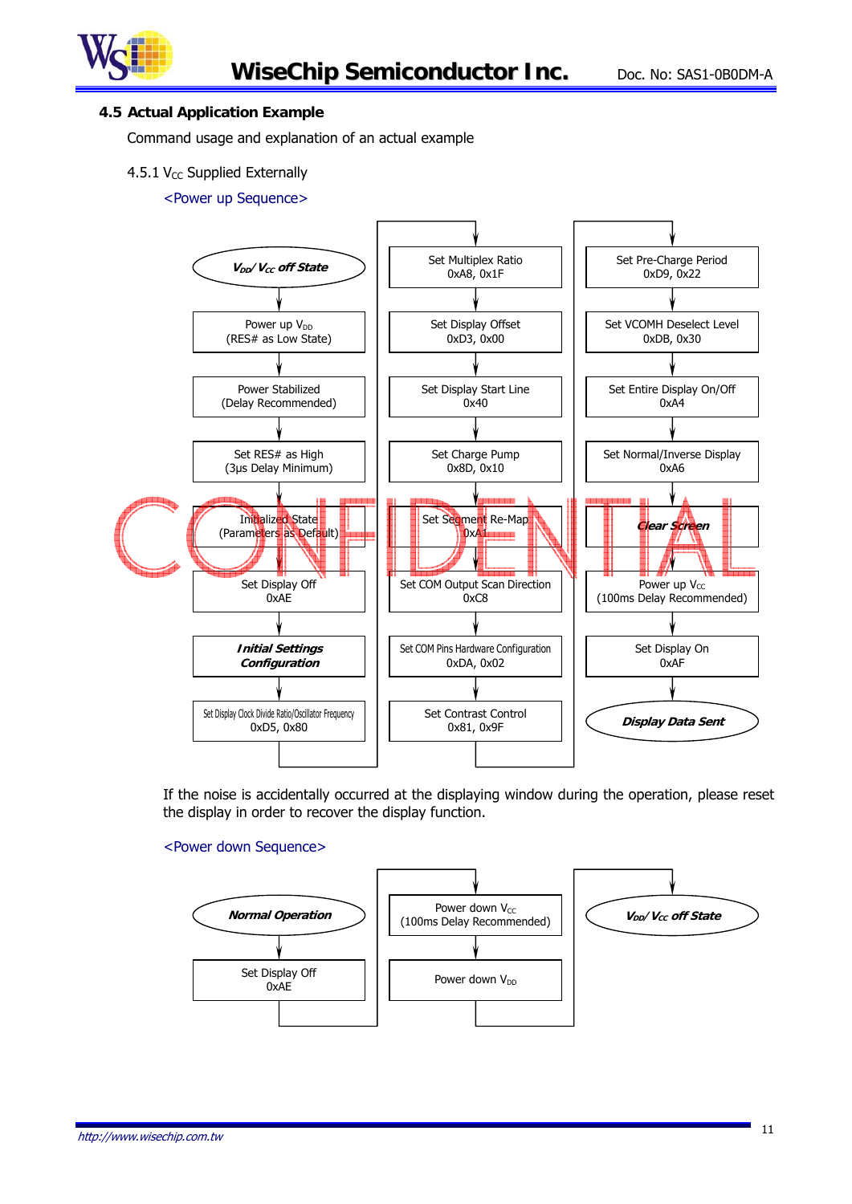### 4.5 Actual Application Example

Command usage and explanation of an actual example

4.5.1 $V_{CC}$ Supplied Externally

<Power up Sequence>

1. ***$V_{DD}$/ $V_{CC}$ off State***
2. Power up $V_{DD}$ (RES# as Low State)
3. Power Stabilized (Delay Recommended)
4. Set RES# as High (3μs Delay Minimum)
5. Initialized State (Parameters as Default)
6. Set Display Off 0xAE
7. ***Initial Settings Configuration***
8. Set Display Clock Divide Ratio/Oscillator Frequency 0xD5, 0x80
9. Set Multiplex Ratio 0xA8, 0x1F
10. Set Display Offset 0xD3, 0x00
11. Set Display Start Line 0x40
12. Set Charge Pump 0x8D, 0x10
13. Set Segment Re-Map 0xA1
14. Set COM Output Scan Direction 0xC8
15. Set COM Pins Hardware Configuration 0xDA, 0x02
16. Set Contrast Control 0x81, 0x9F
17. Set Pre-Charge Period 0xD9, 0x22
18. Set VCOMH Deselect Level 0xDB, 0x30
19. Set Entire Display On/Off 0xA4
20. Set Normal/Inverse Display 0xA6
21. ***Clear Screen***
22. Power up $V_{CC}$ (100ms Delay Recommended)
23. Set Display On 0xAF
24. ***Display Data Sent***

If the noise is accidentally occurred at the displaying window during the operation, please reset the display in order to recover the display function.

<Power down Sequence>

1. ***Normal Operation***
2. Set Display Off 0xAE
3. Power down $V_{CC}$ (100ms Delay Recommended)
4. Power down $V_{DD}$
5. ***$V_{DD}$/ $V_{CC}$ off State***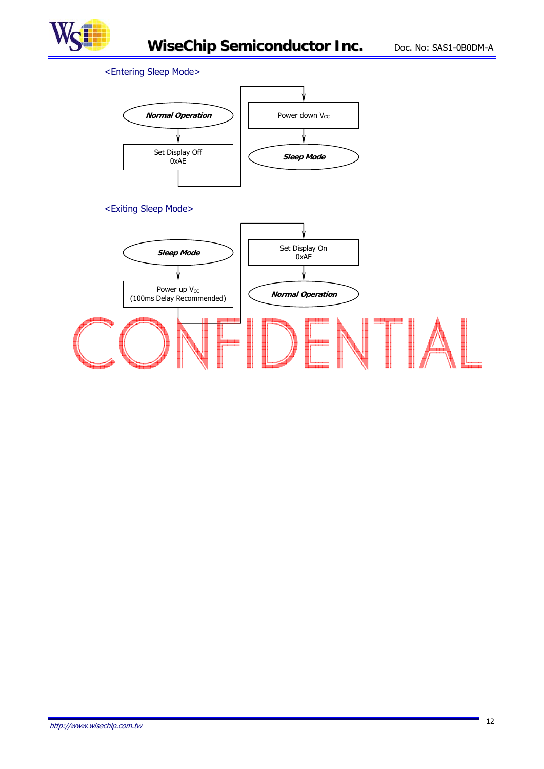<Entering Sleep Mode>

**Normal Operation** → Set Display Off 0xAE → Power down $V_{CC}$ → **Sleep Mode**

<Exiting Sleep Mode>

**Sleep Mode** → Power up $V_{CC}$ (100ms Delay Recommended) → Set Display On 0xAF → **Normal Operation**

CONFIDENTIAL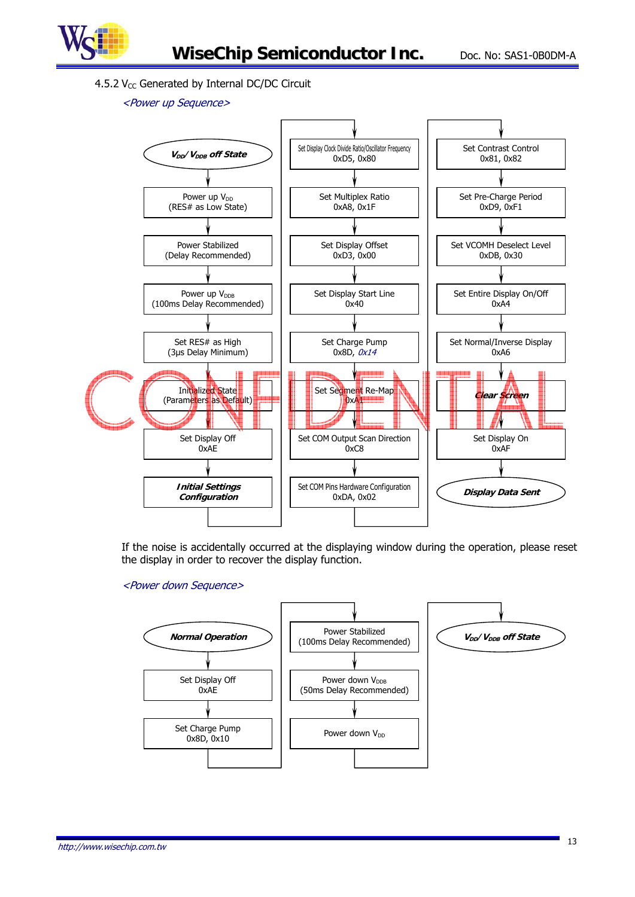4.5.2 $V_{CC}$ Generated by Internal DC/DC Circuit

*<Power up Sequence>*

1. ***$V_{DD}$/ $V_{DDB}$ off State***
2. Power up $V_{DD}$ (RES# as Low State)
3. Power Stabilized (Delay Recommended)
4. Power up $V_{DDB}$ (100ms Delay Recommended)
5. Set RES# as High (3μs Delay Minimum)
6. Initialized State (Parameters as Default)
7. Set Display Off 0xAE
8. ***Initial Settings Configuration***
9. Set Display Clock Divide Ratio/Oscillator Frequency 0xD5, 0x80
10. Set Multiplex Ratio 0xA8, 0x1F
11. Set Display Offset 0xD3, 0x00
12. Set Display Start Line 0x40
13. Set Charge Pump 0x8D, *0x14*
14. Set Segment Re-Map 0xA1
15. Set COM Output Scan Direction 0xC8
16. Set COM Pins Hardware Configuration 0xDA, 0x02
17. Set Contrast Control 0x81, 0x82
18. Set Pre-Charge Period 0xD9, 0xF1
19. Set VCOMH Deselect Level 0xDB, 0x30
20. Set Entire Display On/Off 0xA4
21. Set Normal/Inverse Display 0xA6
22. ***Clear Screen***
23. Set Display On 0xAF
24. ***Display Data Sent***

If the noise is accidentally occurred at the displaying window during the operation, please reset the display in order to recover the display function.

*<Power down Sequence>*

1. ***Normal Operation***
2. Set Display Off 0xAE
3. Set Charge Pump 0x8D, 0x10
4. Power Stabilized (100ms Delay Recommended)
5. Power down $V_{DDB}$ (50ms Delay Recommended)
6. Power down $V_{DD}$
7. ***$V_{DD}$/ $V_{DDB}$ off State***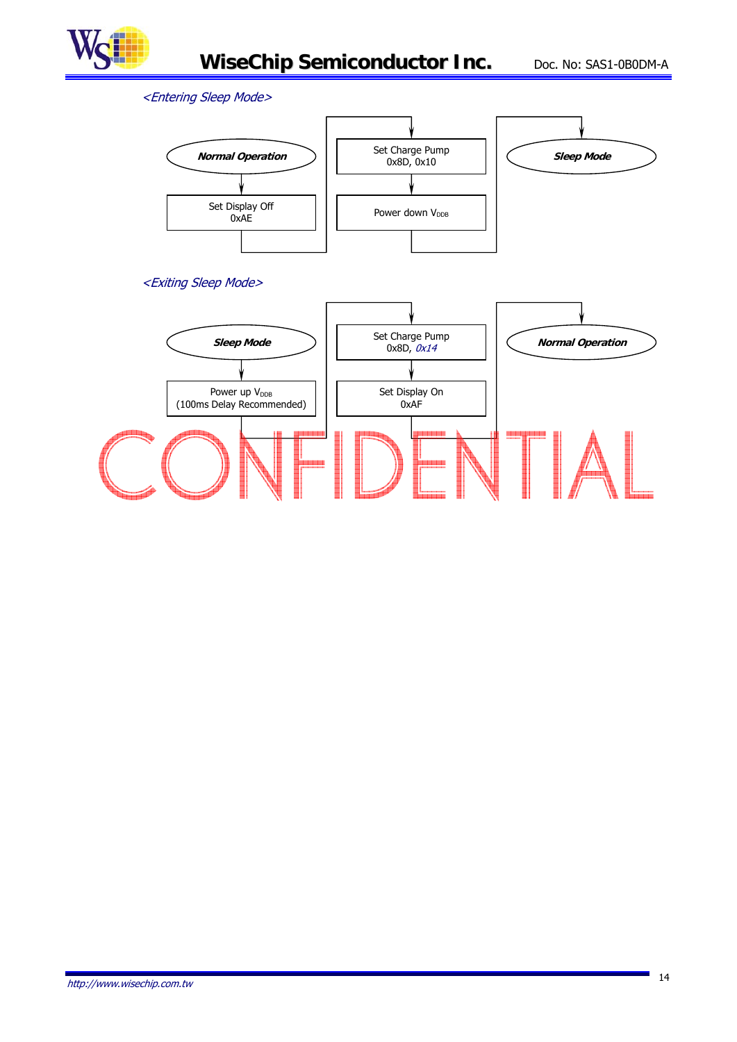*<Entering Sleep Mode>*

***Normal Operation*** → Set Display Off 0xAE → Set Charge Pump 0x8D, 0x10 → Power down $V_{DDB}$ → ***Sleep Mode***

*<Exiting Sleep Mode>*

***Sleep Mode*** → Power up $V_{DDB}$ (100ms Delay Recommended) → Set Charge Pump 0x8D, *0x14* → Set Display On 0xAF → ***Normal Operation***

CONFIDENTIAL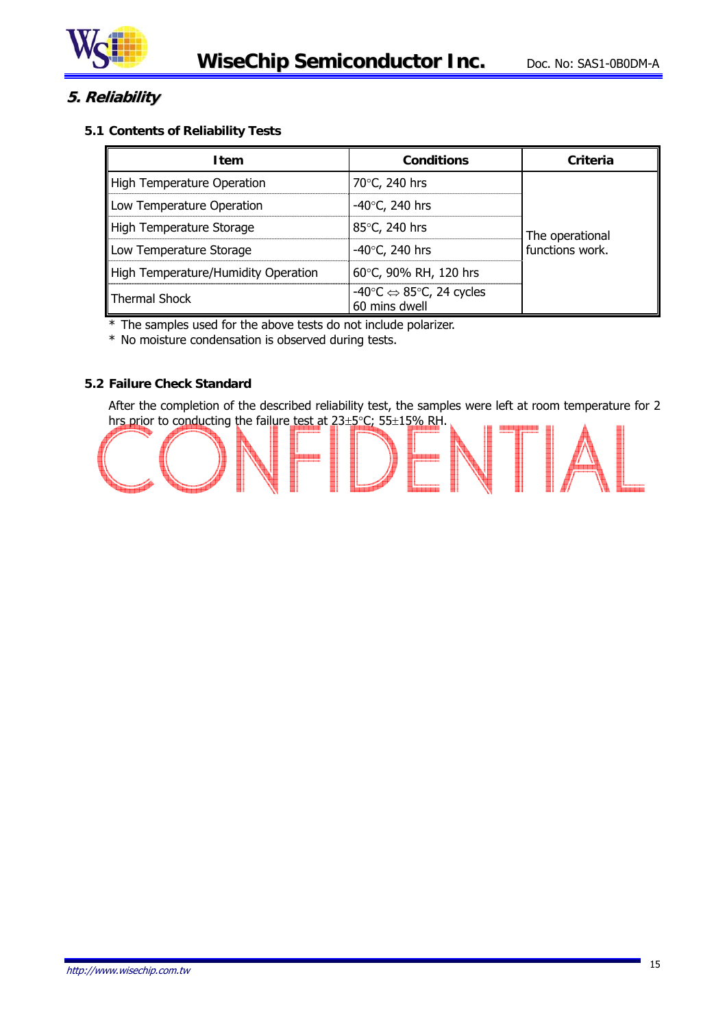## 5. Reliability

### 5.1 Contents of Reliability Tests

| Item | Conditions | Criteria |
|---|---|---|
| High Temperature Operation | 70°C, 240 hrs | The operational functions work. |
| Low Temperature Operation | -40°C, 240 hrs | |
| High Temperature Storage | 85°C, 240 hrs | |
| Low Temperature Storage | -40°C, 240 hrs | |
| High Temperature/Humidity Operation | 60°C, 90% RH, 120 hrs | |
| Thermal Shock | -40°C ⇔ 85°C, 24 cycles 60 mins dwell | |

* The samples used for the above tests do not include polarizer.
* No moisture condensation is observed during tests.

### 5.2 Failure Check Standard

After the completion of the described reliability test, the samples were left at room temperature for 2 hrs prior to conducting the failure test at 23±5°C; 55±15% RH.

CONFIDENTIAL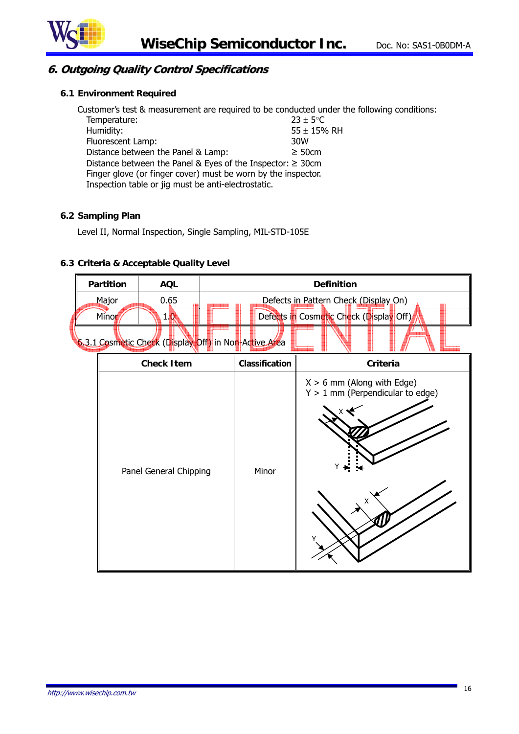## 6. Outgoing Quality Control Specifications

### 6.1 Environment Required

Customer's test & measurement are required to be conducted under the following conditions:

Temperature: 23 ± 5°C
Humidity: 55 ± 15% RH
Fluorescent Lamp: 30W
Distance between the Panel & Lamp: ≥ 50cm
Distance between the Panel & Eyes of the Inspector: ≥ 30cm
Finger glove (or finger cover) must be worn by the inspector.
Inspection table or jig must be anti-electrostatic.

### 6.2 Sampling Plan

Level II, Normal Inspection, Single Sampling, MIL-STD-105E

### 6.3 Criteria & Acceptable Quality Level

| Partition | AQL | Definition |
|---|---|---|
| Major | 0.65 | Defects in Pattern Check (Display On) |
| Minor | 1.0 | Defects in Cosmetic Check (Display Off) |

6.3.1 Cosmetic Check (Display Off) in Non-Active Area

| Check Item | Classification | Criteria |
|---|---|---|
| Panel General Chipping | Minor | X > 6 mm (Along with Edge)<br>Y > 1 mm (Perpendicular to edge) |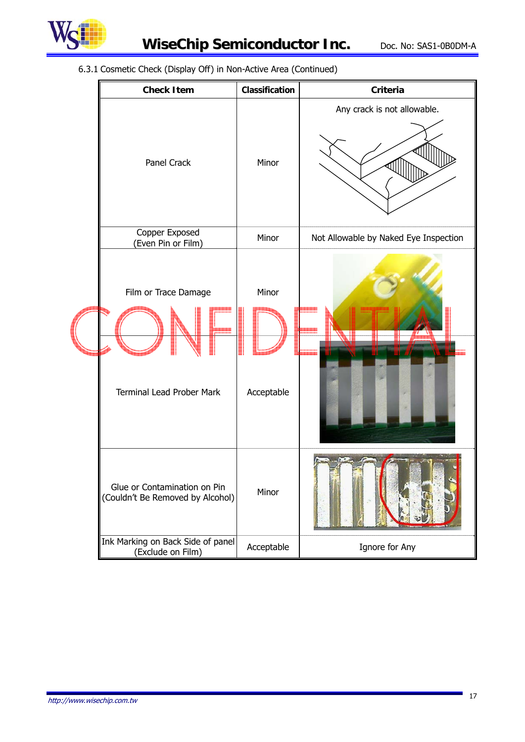6.3.1 Cosmetic Check (Display Off) in Non-Active Area (Continued)

| Check Item | Classification | Criteria |
|---|---|---|
| Panel Crack | Minor | Any crack is not allowable. |
| Copper Exposed (Even Pin or Film) | Minor | Not Allowable by Naked Eye Inspection |
| Film or Trace Damage | Minor | |
| Terminal Lead Prober Mark | Acceptable | |
| Glue or Contamination on Pin (Couldn't Be Removed by Alcohol) | Minor | |
| Ink Marking on Back Side of panel (Exclude on Film) | Acceptable | Ignore for Any |

CONFIDENTIAL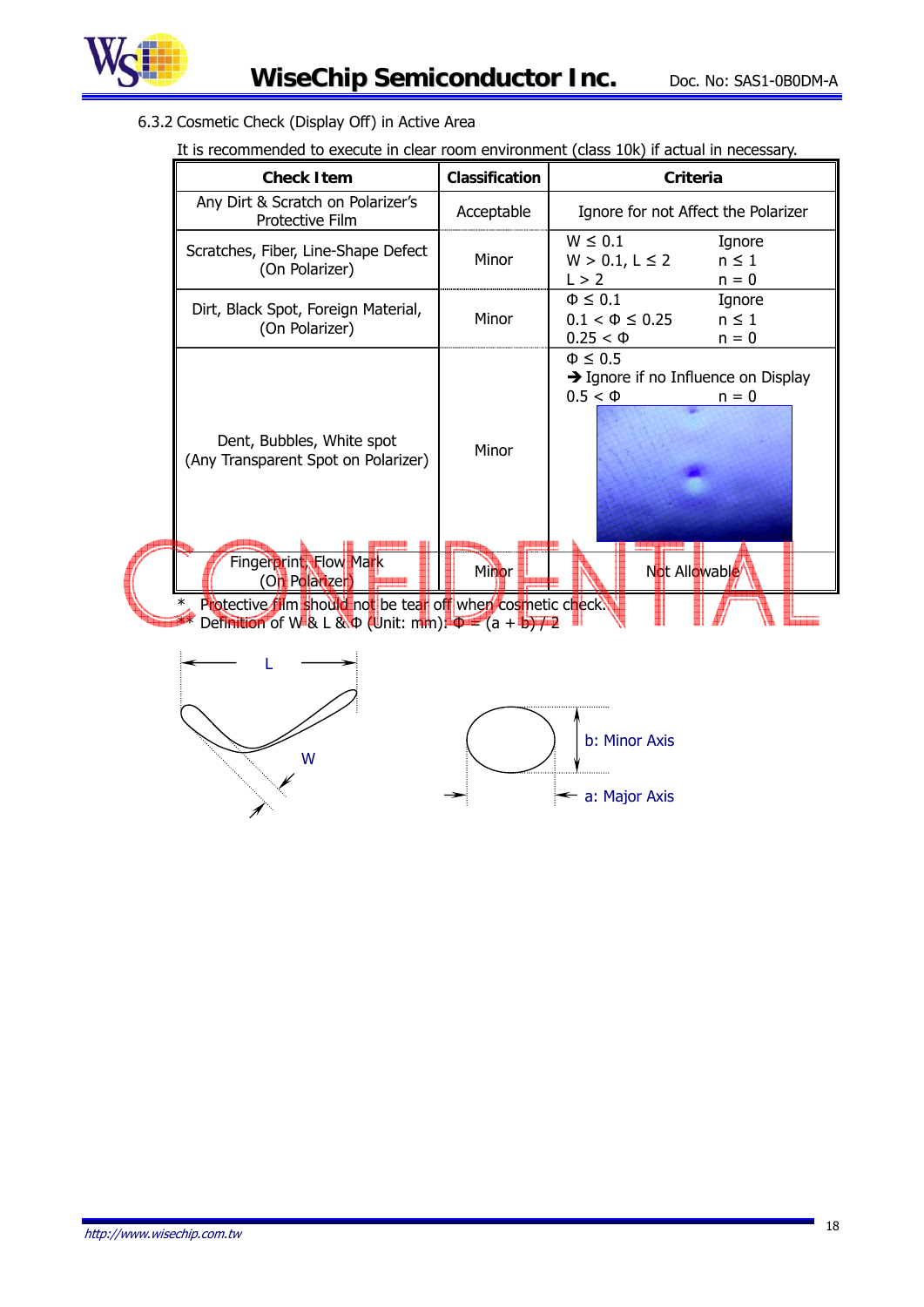6.3.2 Cosmetic Check (Display Off) in Active Area

It is recommended to execute in clear room environment (class 10k) if actual in necessary.

| Check Item | Classification | Criteria | |
|---|---|---|---|
| Any Dirt & Scratch on Polarizer's Protective Film | Acceptable | Ignore for not Affect the Polarizer | |
| Scratches, Fiber, Line-Shape Defect (On Polarizer) | Minor | $W \le 0.1$<br>$W > 0.1, L \le 2$<br>$L > 2$ | Ignore<br>$n \le 1$<br>$n = 0$ |
| Dirt, Black Spot, Foreign Material, (On Polarizer) | Minor | $\Phi \le 0.1$<br>$0.1 < \Phi \le 0.25$<br>$0.25 < \Phi$ | Ignore<br>$n \le 1$<br>$n = 0$ |
| Dent, Bubbles, White spot (Any Transparent Spot on Polarizer) | Minor | $\Phi \le 0.5$<br>➔ Ignore if no Influence on Display<br>$0.5 < \Phi$ | <br><br>$n = 0$ |
| Fingerprint, Flow Mark (On Polarizer) | Minor | Not Allowable | |

\* Protective film should not be tear off when cosmetic check.

\*\* Definition of W & L & Φ (Unit: mm): $\Phi = (a + b) / 2$

L

W

b: Minor Axis

a: Major Axis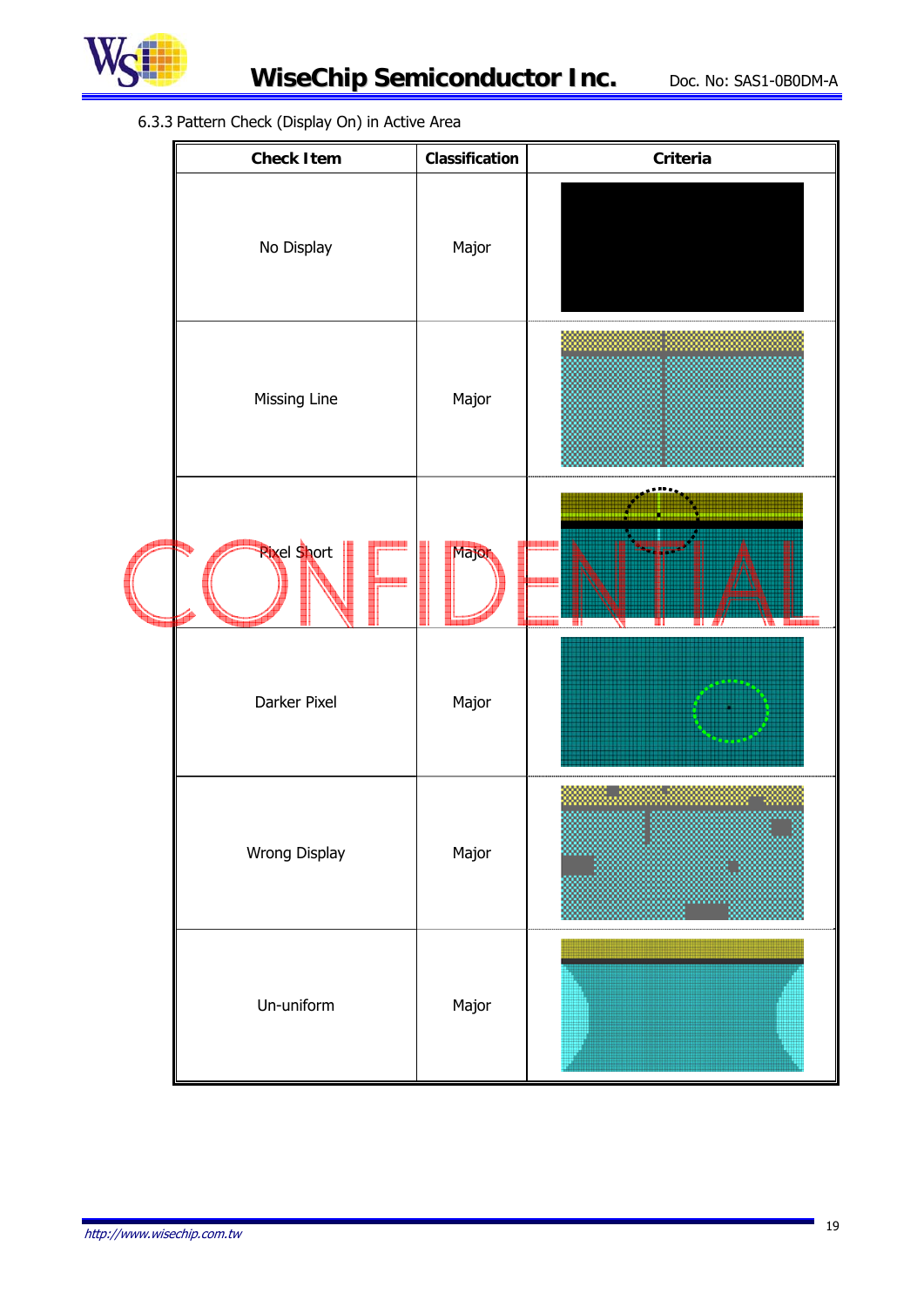6.3.3 Pattern Check (Display On) in Active Area

| Check Item | Classification | Criteria |
|---|---|---|
| No Display | Major | |
| Missing Line | Major | |
| Pixel Short | Major | |
| Darker Pixel | Major | |
| Wrong Display | Major | |
| Un-uniform | Major | |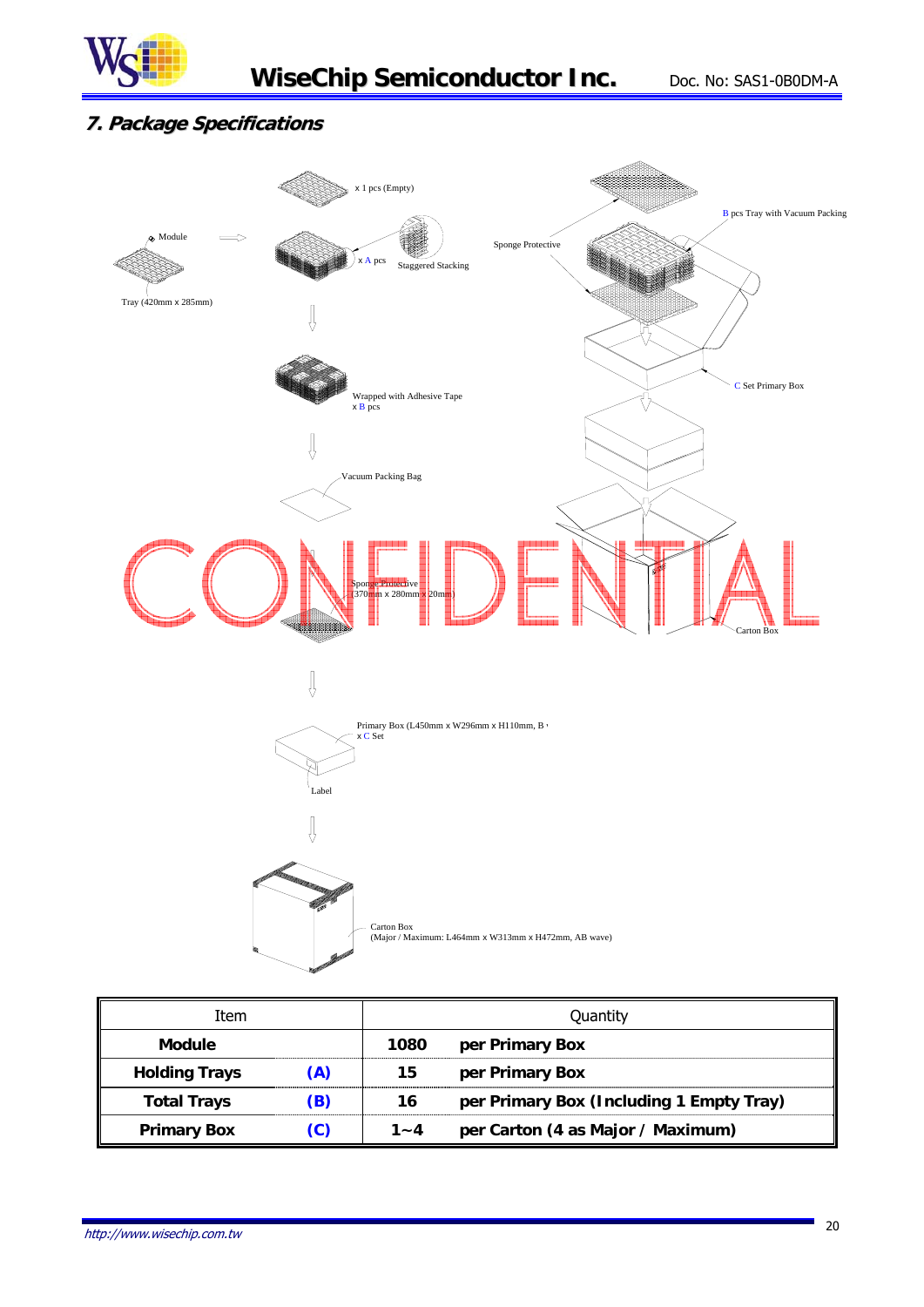## 7. Package Specifications

x 1 pcs (Empty)

Module

x A pcs

Staggered Stacking

Tray (420mm x 285mm)

Sponge Protective

B pcs Tray with Vacuum Packing

C Set Primary Box

Wrapped with Adhesive Tape
x B pcs

Vacuum Packing Bag

Sponge Protective
(370mm x 280mm x 20mm)

Carton Box

Primary Box (L450mm x W296mm x H110mm, B
x C Set

Label

Carton Box
(Major / Maximum: L464mm x W313mm x H472mm, AB wave)

| Item | | Quantity | |
|---|---|---|---|
| **Module** | | **1080** | **per Primary Box** |
| **Holding Trays** | **(A)** | **15** | **per Primary Box** |
| **Total Trays** | **(B)** | **16** | **per Primary Box (Including 1 Empty Tray)** |
| **Primary Box** | **(C)** | **1~4** | **per Carton (4 as Major / Maximum)** |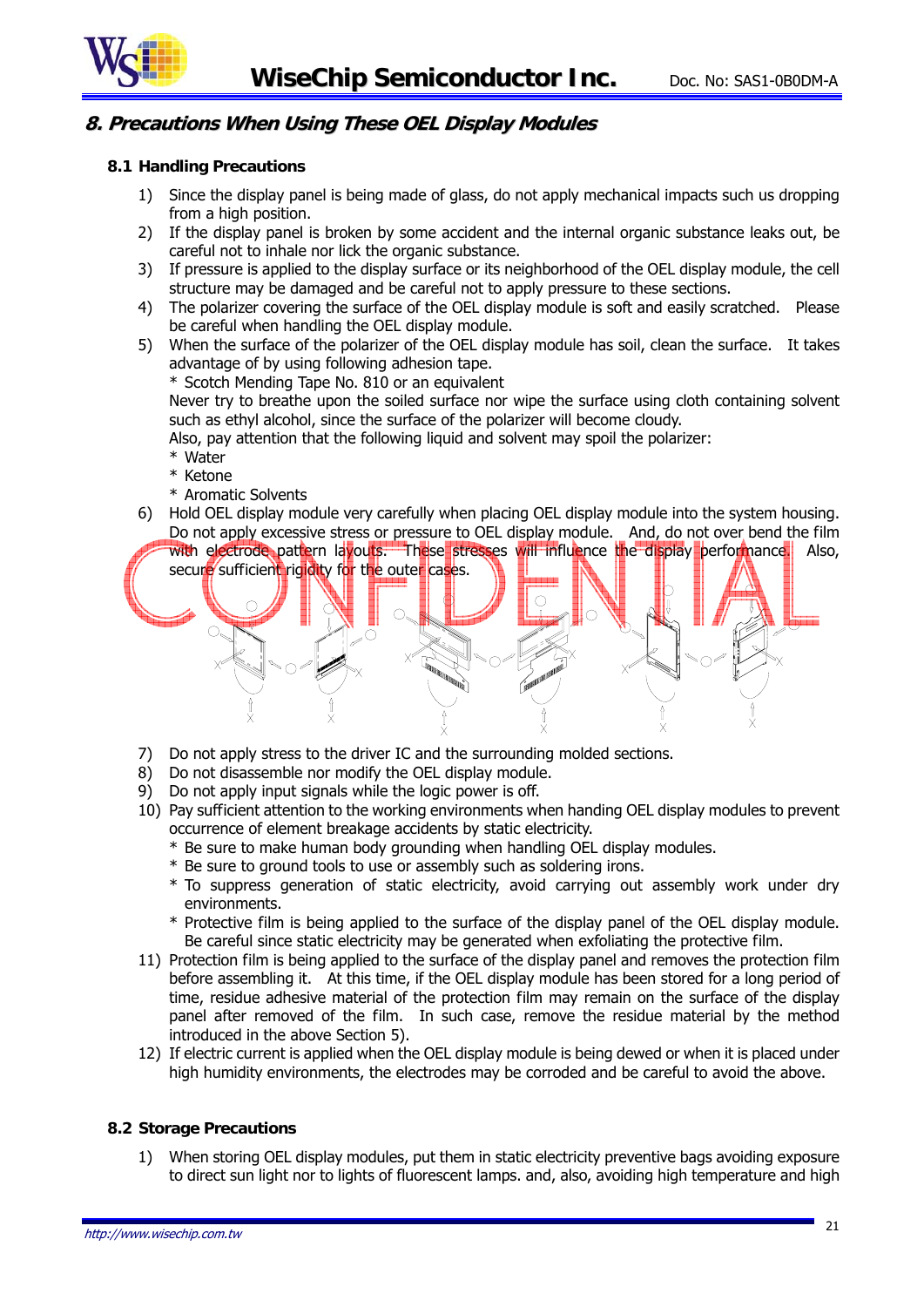## 8. Precautions When Using These OEL Display Modules

### 8.1 Handling Precautions

1) Since the display panel is being made of glass, do not apply mechanical impacts such us dropping from a high position.
2) If the display panel is broken by some accident and the internal organic substance leaks out, be careful not to inhale nor lick the organic substance.
3) If pressure is applied to the display surface or its neighborhood of the OEL display module, the cell structure may be damaged and be careful not to apply pressure to these sections.
4) The polarizer covering the surface of the OEL display module is soft and easily scratched. Please be careful when handling the OEL display module.
5) When the surface of the polarizer of the OEL display module has soil, clean the surface. It takes advantage of by using following adhesion tape.
   * Scotch Mending Tape No. 810 or an equivalent
   
   Never try to breathe upon the soiled surface nor wipe the surface using cloth containing solvent such as ethyl alcohol, since the surface of the polarizer will become cloudy.
   
   Also, pay attention that the following liquid and solvent may spoil the polarizer:
   * Water
   * Ketone
   * Aromatic Solvents
6) Hold OEL display module very carefully when placing OEL display module into the system housing. Do not apply excessive stress or pressure to OEL display module. And, do not over bend the film with electrode pattern layouts. These stresses will influence the display performance. Also, secure sufficient rigidity for the outer cases.
7) Do not apply stress to the driver IC and the surrounding molded sections.
8) Do not disassemble nor modify the OEL display module.
9) Do not apply input signals while the logic power is off.
10) Pay sufficient attention to the working environments when handing OEL display modules to prevent occurrence of element breakage accidents by static electricity.
    * Be sure to make human body grounding when handling OEL display modules.
    * Be sure to ground tools to use or assembly such as soldering irons.
    * To suppress generation of static electricity, avoid carrying out assembly work under dry environments.
    * Protective film is being applied to the surface of the display panel of the OEL display module. Be careful since static electricity may be generated when exfoliating the protective film.
11) Protection film is being applied to the surface of the display panel and removes the protection film before assembling it. At this time, if the OEL display module has been stored for a long period of time, residue adhesive material of the protection film may remain on the surface of the display panel after removed of the film. In such case, remove the residue material by the method introduced in the above Section 5).
12) If electric current is applied when the OEL display module is being dewed or when it is placed under high humidity environments, the electrodes may be corroded and be careful to avoid the above.

### 8.2 Storage Precautions

1) When storing OEL display modules, put them in static electricity preventive bags avoiding exposure to direct sun light nor to lights of fluorescent lamps. and, also, avoiding high temperature and high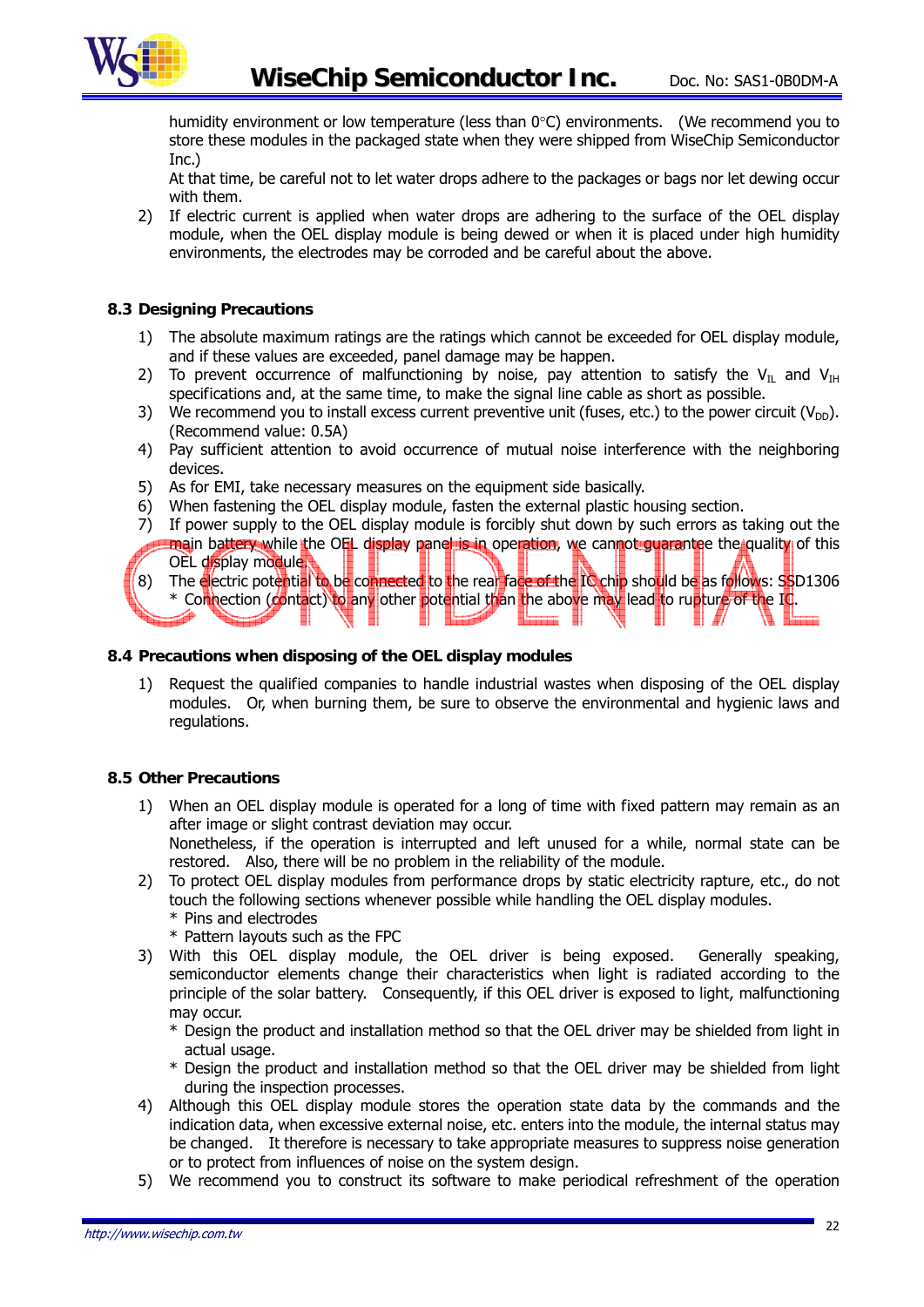humidity environment or low temperature (less than 0°C) environments. (We recommend you to store these modules in the packaged state when they were shipped from WiseChip Semiconductor Inc.)

At that time, be careful not to let water drops adhere to the packages or bags nor let dewing occur with them.

2) If electric current is applied when water drops are adhering to the surface of the OEL display module, when the OEL display module is being dewed or when it is placed under high humidity environments, the electrodes may be corroded and be careful about the above.

### 8.3 Designing Precautions

1) The absolute maximum ratings are the ratings which cannot be exceeded for OEL display module, and if these values are exceeded, panel damage may be happen.
2) To prevent occurrence of malfunctioning by noise, pay attention to satisfy the $V_{IL}$ and $V_{IH}$ specifications and, at the same time, to make the signal line cable as short as possible.
3) We recommend you to install excess current preventive unit (fuses, etc.) to the power circuit ($V_{DD}$). (Recommend value: 0.5A)
4) Pay sufficient attention to avoid occurrence of mutual noise interference with the neighboring devices.
5) As for EMI, take necessary measures on the equipment side basically.
6) When fastening the OEL display module, fasten the external plastic housing section.
7) If power supply to the OEL display module is forcibly shut down by such errors as taking out the main battery while the OEL display panel is in operation, we cannot guarantee the quality of this OEL display module.
8) The electric potential to be connected to the rear face of the IC chip should be as follows: SSD1306
   * Connection (contact) to any other potential than the above may lead to rupture of the IC.

### 8.4 Precautions when disposing of the OEL display modules

1) Request the qualified companies to handle industrial wastes when disposing of the OEL display modules. Or, when burning them, be sure to observe the environmental and hygienic laws and regulations.

### 8.5 Other Precautions

1) When an OEL display module is operated for a long of time with fixed pattern may remain as an after image or slight contrast deviation may occur.
   Nonetheless, if the operation is interrupted and left unused for a while, normal state can be restored. Also, there will be no problem in the reliability of the module.
2) To protect OEL display modules from performance drops by static electricity rapture, etc., do not touch the following sections whenever possible while handling the OEL display modules.
   * Pins and electrodes
   * Pattern layouts such as the FPC
3) With this OEL display module, the OEL driver is being exposed. Generally speaking, semiconductor elements change their characteristics when light is radiated according to the principle of the solar battery. Consequently, if this OEL driver is exposed to light, malfunctioning may occur.
   * Design the product and installation method so that the OEL driver may be shielded from light in actual usage.
   * Design the product and installation method so that the OEL driver may be shielded from light during the inspection processes.
4) Although this OEL display module stores the operation state data by the commands and the indication data, when excessive external noise, etc. enters into the module, the internal status may be changed. It therefore is necessary to take appropriate measures to suppress noise generation or to protect from influences of noise on the system design.
5) We recommend you to construct its software to make periodical refreshment of the operation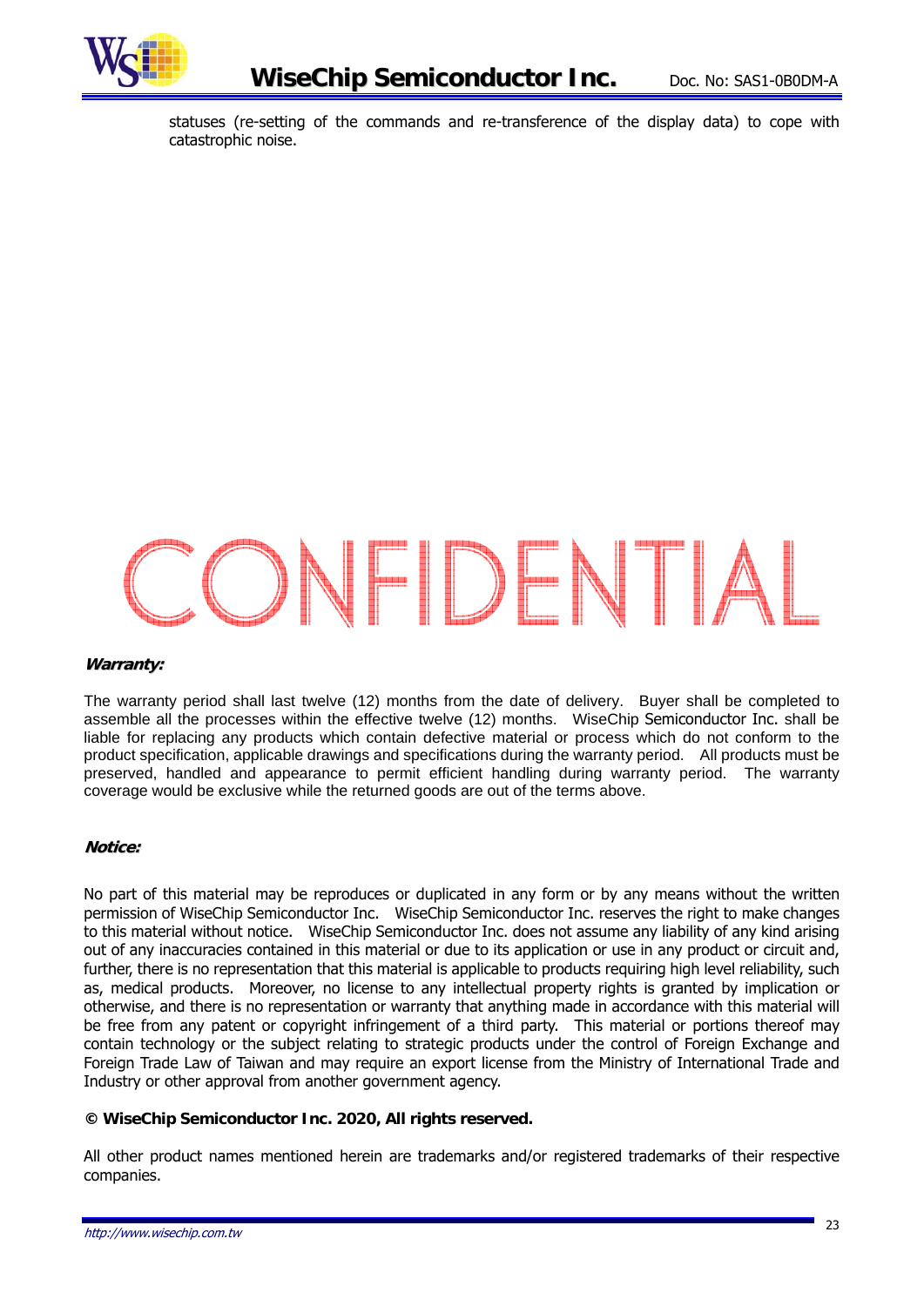statuses (re-setting of the commands and re-transference of the display data) to cope with catastrophic noise.

CONFIDENTIAL

***Warranty:***

The warranty period shall last twelve (12) months from the date of delivery. Buyer shall be completed to assemble all the processes within the effective twelve (12) months. WiseChip Semiconductor Inc. shall be liable for replacing any products which contain defective material or process which do not conform to the product specification, applicable drawings and specifications during the warranty period. All products must be preserved, handled and appearance to permit efficient handling during warranty period. The warranty coverage would be exclusive while the returned goods are out of the terms above.

***Notice:***

No part of this material may be reproduces or duplicated in any form or by any means without the written permission of WiseChip Semiconductor Inc. WiseChip Semiconductor Inc. reserves the right to make changes to this material without notice. WiseChip Semiconductor Inc. does not assume any liability of any kind arising out of any inaccuracies contained in this material or due to its application or use in any product or circuit and, further, there is no representation that this material is applicable to products requiring high level reliability, such as, medical products. Moreover, no license to any intellectual property rights is granted by implication or otherwise, and there is no representation or warranty that anything made in accordance with this material will be free from any patent or copyright infringement of a third party. This material or portions thereof may contain technology or the subject relating to strategic products under the control of Foreign Exchange and Foreign Trade Law of Taiwan and may require an export license from the Ministry of International Trade and Industry or other approval from another government agency.

**© WiseChip Semiconductor Inc. 2020, All rights reserved.**

All other product names mentioned herein are trademarks and/or registered trademarks of their respective companies.